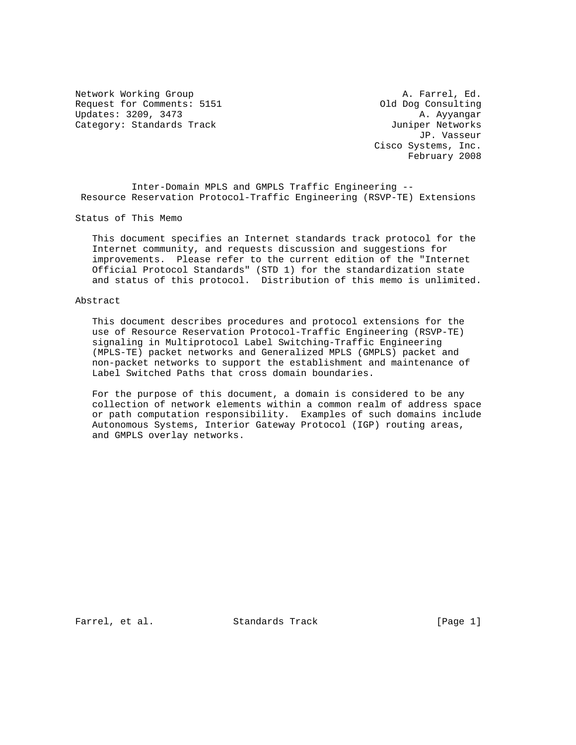Network Working Group A. Farrel, Ed.
Request for Comments: 5151 Old Dog Consulting
Updates: 3209, 3473 A. Ayyangar
Category: Standards Track Juniper Networks
JP. Vasseur
Cisco Systems, Inc.
February 2008

# Inter-Domain MPLS and GMPLS Traffic Engineering -- Resource Reservation Protocol-Traffic Engineering (RSVP-TE) Extensions

## Status of This Memo

This document specifies an Internet standards track protocol for the Internet community, and requests discussion and suggestions for improvements. Please refer to the current edition of the "Internet Official Protocol Standards" (STD 1) for the standardization state and status of this protocol. Distribution of this memo is unlimited.

## Abstract

This document describes procedures and protocol extensions for the use of Resource Reservation Protocol-Traffic Engineering (RSVP-TE) signaling in Multiprotocol Label Switching-Traffic Engineering (MPLS-TE) packet networks and Generalized MPLS (GMPLS) packet and non-packet networks to support the establishment and maintenance of Label Switched Paths that cross domain boundaries.

For the purpose of this document, a domain is considered to be any collection of network elements within a common realm of address space or path computation responsibility. Examples of such domains include Autonomous Systems, Interior Gateway Protocol (IGP) routing areas, and GMPLS overlay networks.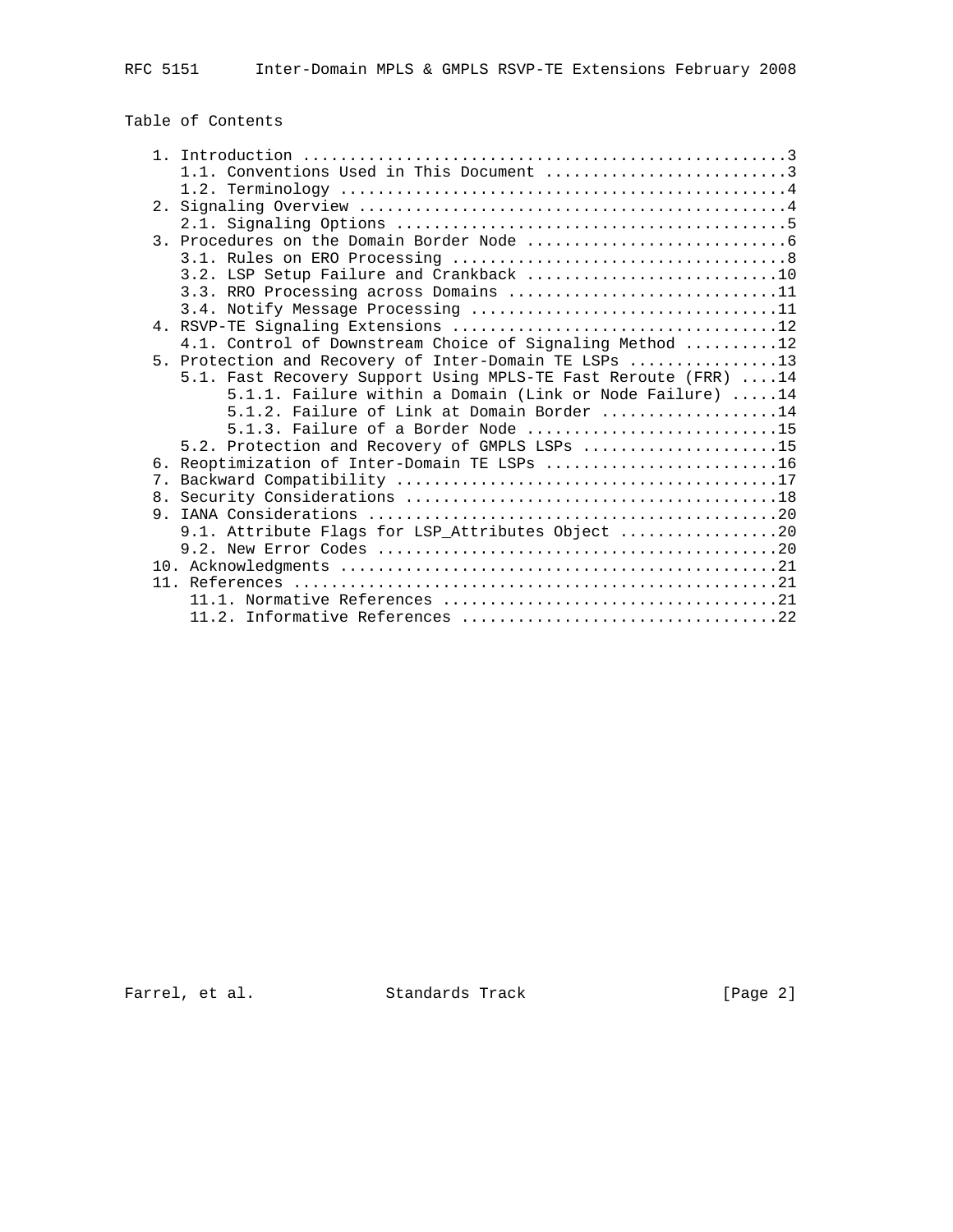## Table of Contents

```
   1. Introduction ....................................................3
      1.1. Conventions Used in This Document ..........................3
      1.2. Terminology ................................................4
   2. Signaling Overview ..............................................4
      2.1. Signaling Options ..........................................5
   3. Procedures on the Domain Border Node ............................6
      3.1. Rules on ERO Processing ....................................8
      3.2. LSP Setup Failure and Crankback ...........................10
      3.3. RRO Processing across Domains .............................11
      3.4. Notify Message Processing .................................11
   4. RSVP-TE Signaling Extensions ...................................12
      4.1. Control of Downstream Choice of Signaling Method ..........12
   5. Protection and Recovery of Inter-Domain TE LSPs ................13
      5.1. Fast Recovery Support Using MPLS-TE Fast Reroute (FRR) ....14
           5.1.1. Failure within a Domain (Link or Node Failure) .....14
           5.1.2. Failure of Link at Domain Border ...................14
           5.1.3. Failure of a Border Node ...........................15
      5.2. Protection and Recovery of GMPLS LSPs .....................15
   6. Reoptimization of Inter-Domain TE LSPs .........................16
   7. Backward Compatibility .........................................17
   8. Security Considerations ........................................18
   9. IANA Considerations ............................................20
      9.1. Attribute Flags for LSP_Attributes Object .................20
      9.2. New Error Codes ...........................................20
   10. Acknowledgments ...............................................21
   11. References ....................................................21
      11.1. Normative References .....................................21
      11.2. Informative References ...................................22
```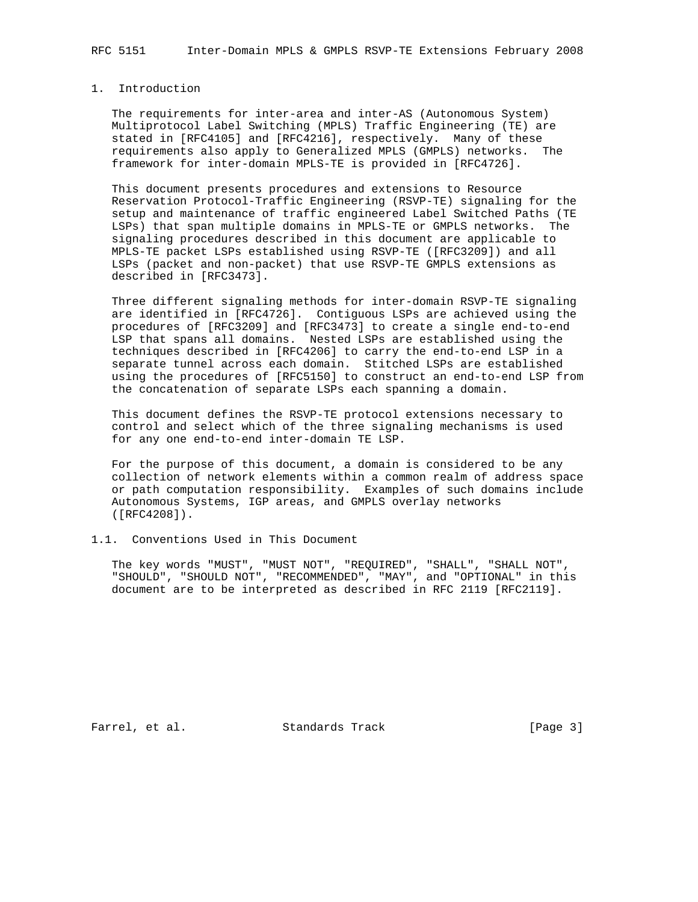# 1. Introduction

The requirements for inter-area and inter-AS (Autonomous System) Multiprotocol Label Switching (MPLS) Traffic Engineering (TE) are stated in [RFC4105] and [RFC4216], respectively. Many of these requirements also apply to Generalized MPLS (GMPLS) networks. The framework for inter-domain MPLS-TE is provided in [RFC4726].

This document presents procedures and extensions to Resource Reservation Protocol-Traffic Engineering (RSVP-TE) signaling for the setup and maintenance of traffic engineered Label Switched Paths (TE LSPs) that span multiple domains in MPLS-TE or GMPLS networks. The signaling procedures described in this document are applicable to MPLS-TE packet LSPs established using RSVP-TE ([RFC3209]) and all LSPs (packet and non-packet) that use RSVP-TE GMPLS extensions as described in [RFC3473].

Three different signaling methods for inter-domain RSVP-TE signaling are identified in [RFC4726]. Contiguous LSPs are achieved using the procedures of [RFC3209] and [RFC3473] to create a single end-to-end LSP that spans all domains. Nested LSPs are established using the techniques described in [RFC4206] to carry the end-to-end LSP in a separate tunnel across each domain. Stitched LSPs are established using the procedures of [RFC5150] to construct an end-to-end LSP from the concatenation of separate LSPs each spanning a domain.

This document defines the RSVP-TE protocol extensions necessary to control and select which of the three signaling mechanisms is used for any one end-to-end inter-domain TE LSP.

For the purpose of this document, a domain is considered to be any collection of network elements within a common realm of address space or path computation responsibility. Examples of such domains include Autonomous Systems, IGP areas, and GMPLS overlay networks ([RFC4208]).

## 1.1. Conventions Used in This Document

The key words "MUST", "MUST NOT", "REQUIRED", "SHALL", "SHALL NOT", "SHOULD", "SHOULD NOT", "RECOMMENDED", "MAY", and "OPTIONAL" in this document are to be interpreted as described in RFC 2119 [RFC2119].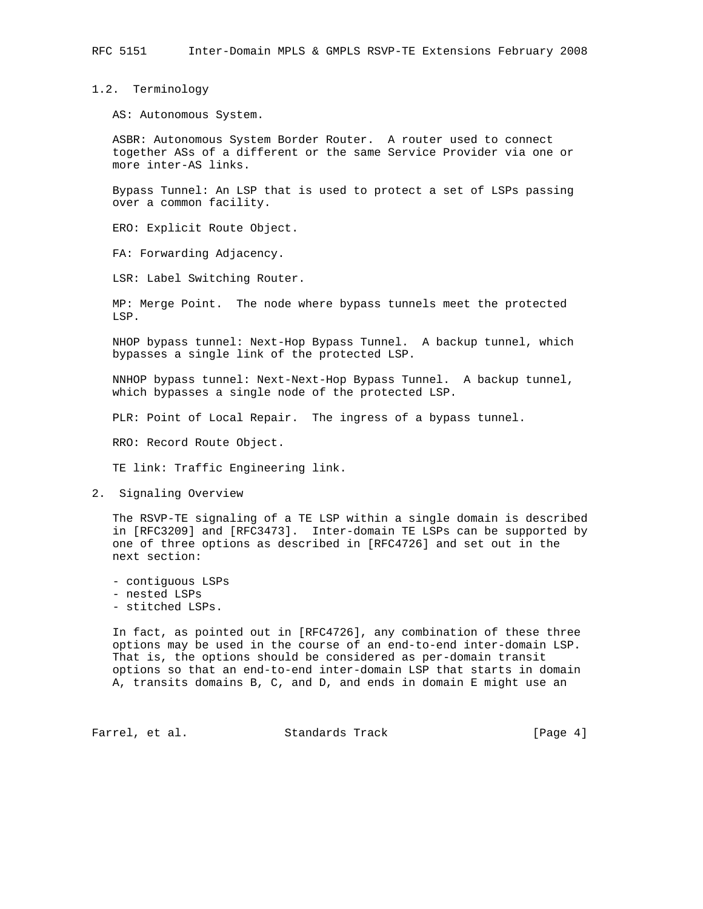## 1.2. Terminology

AS: Autonomous System.

ASBR: Autonomous System Border Router. A router used to connect together ASs of a different or the same Service Provider via one or more inter-AS links.

Bypass Tunnel: An LSP that is used to protect a set of LSPs passing over a common facility.

ERO: Explicit Route Object.

FA: Forwarding Adjacency.

LSR: Label Switching Router.

MP: Merge Point. The node where bypass tunnels meet the protected LSP.

NHOP bypass tunnel: Next-Hop Bypass Tunnel. A backup tunnel, which bypasses a single link of the protected LSP.

NNHOP bypass tunnel: Next-Next-Hop Bypass Tunnel. A backup tunnel, which bypasses a single node of the protected LSP.

PLR: Point of Local Repair. The ingress of a bypass tunnel.

RRO: Record Route Object.

TE link: Traffic Engineering link.

# 2. Signaling Overview

The RSVP-TE signaling of a TE LSP within a single domain is described in [RFC3209] and [RFC3473]. Inter-domain TE LSPs can be supported by one of three options as described in [RFC4726] and set out in the next section:

- contiguous LSPs
- nested LSPs
- stitched LSPs.

In fact, as pointed out in [RFC4726], any combination of these three options may be used in the course of an end-to-end inter-domain LSP. That is, the options should be considered as per-domain transit options so that an end-to-end inter-domain LSP that starts in domain A, transits domains B, C, and D, and ends in domain E might use an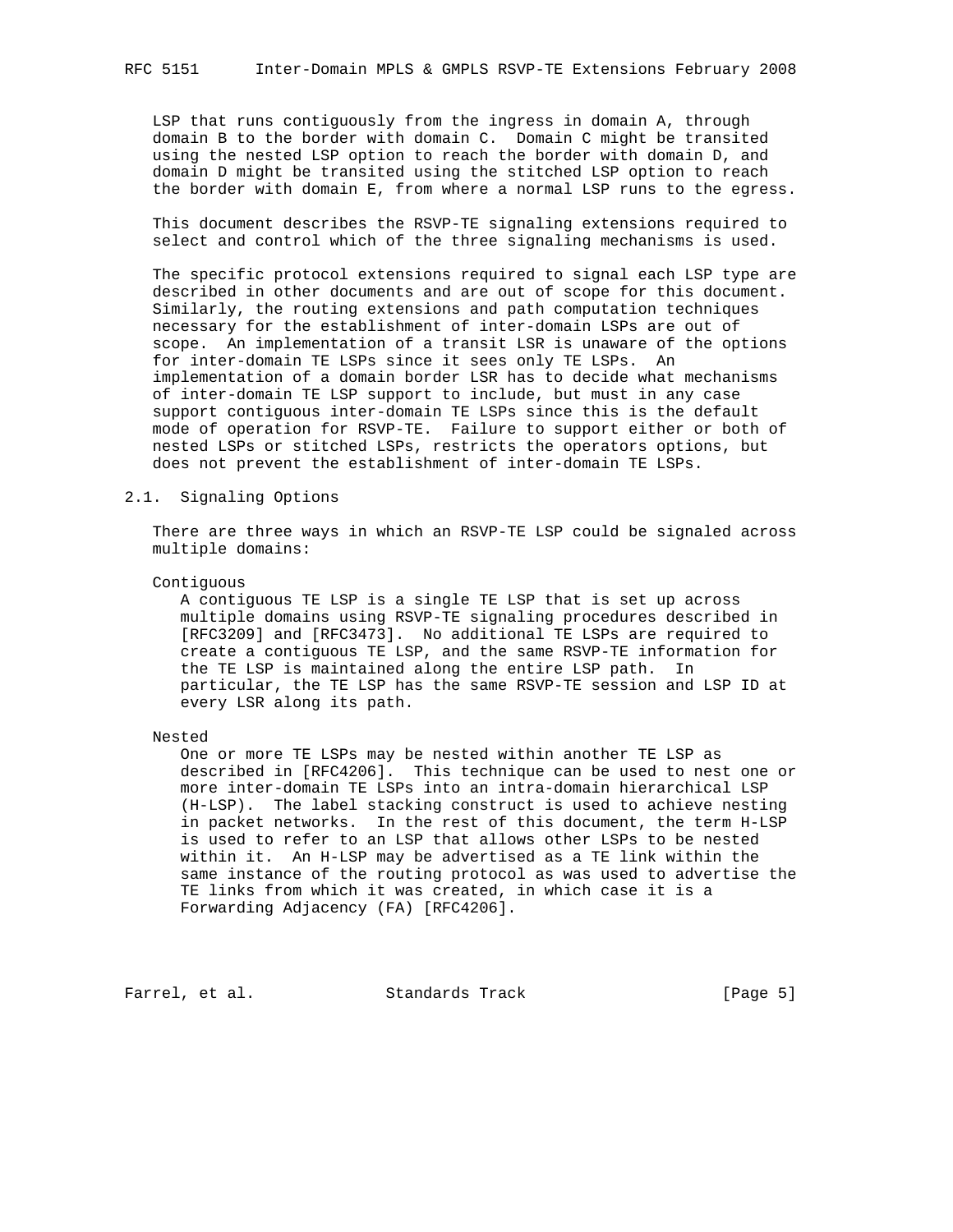LSP that runs contiguously from the ingress in domain A, through domain B to the border with domain C. Domain C might be transited using the nested LSP option to reach the border with domain D, and domain D might be transited using the stitched LSP option to reach the border with domain E, from where a normal LSP runs to the egress.

This document describes the RSVP-TE signaling extensions required to select and control which of the three signaling mechanisms is used.

The specific protocol extensions required to signal each LSP type are described in other documents and are out of scope for this document. Similarly, the routing extensions and path computation techniques necessary for the establishment of inter-domain LSPs are out of scope. An implementation of a transit LSR is unaware of the options for inter-domain TE LSPs since it sees only TE LSPs. An implementation of a domain border LSR has to decide what mechanisms of inter-domain TE LSP support to include, but must in any case support contiguous inter-domain TE LSPs since this is the default mode of operation for RSVP-TE. Failure to support either or both of nested LSPs or stitched LSPs, restricts the operators options, but does not prevent the establishment of inter-domain TE LSPs.

## 2.1. Signaling Options

There are three ways in which an RSVP-TE LSP could be signaled across multiple domains:

Contiguous

A contiguous TE LSP is a single TE LSP that is set up across multiple domains using RSVP-TE signaling procedures described in [RFC3209] and [RFC3473]. No additional TE LSPs are required to create a contiguous TE LSP, and the same RSVP-TE information for the TE LSP is maintained along the entire LSP path. In particular, the TE LSP has the same RSVP-TE session and LSP ID at every LSR along its path.

Nested

One or more TE LSPs may be nested within another TE LSP as described in [RFC4206]. This technique can be used to nest one or more inter-domain TE LSPs into an intra-domain hierarchical LSP (H-LSP). The label stacking construct is used to achieve nesting in packet networks. In the rest of this document, the term H-LSP is used to refer to an LSP that allows other LSPs to be nested within it. An H-LSP may be advertised as a TE link within the same instance of the routing protocol as was used to advertise the TE links from which it was created, in which case it is a Forwarding Adjacency (FA) [RFC4206].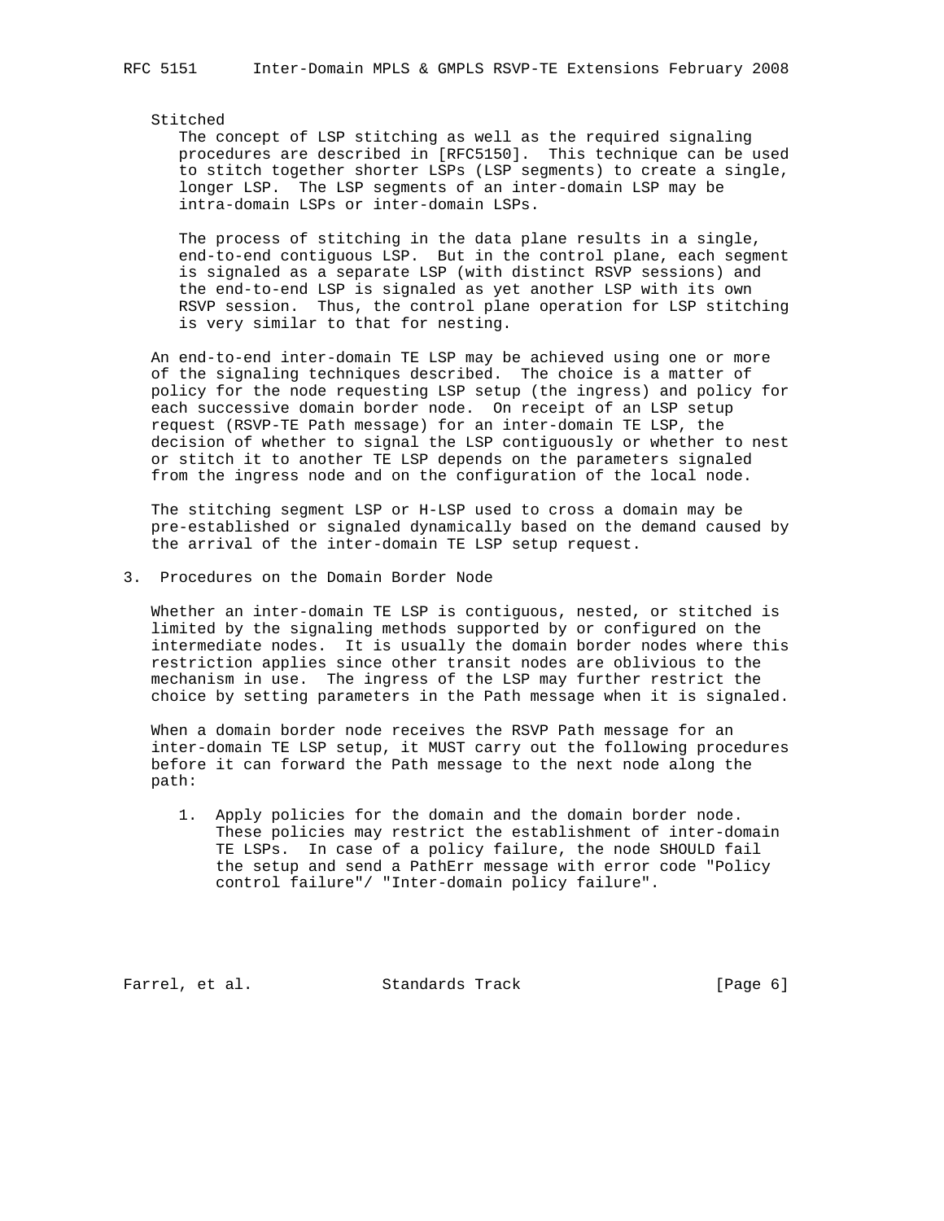Stitched

The concept of LSP stitching as well as the required signaling procedures are described in [RFC5150]. This technique can be used to stitch together shorter LSPs (LSP segments) to create a single, longer LSP. The LSP segments of an inter-domain LSP may be intra-domain LSPs or inter-domain LSPs.

The process of stitching in the data plane results in a single, end-to-end contiguous LSP. But in the control plane, each segment is signaled as a separate LSP (with distinct RSVP sessions) and the end-to-end LSP is signaled as yet another LSP with its own RSVP session. Thus, the control plane operation for LSP stitching is very similar to that for nesting.

An end-to-end inter-domain TE LSP may be achieved using one or more of the signaling techniques described. The choice is a matter of policy for the node requesting LSP setup (the ingress) and policy for each successive domain border node. On receipt of an LSP setup request (RSVP-TE Path message) for an inter-domain TE LSP, the decision of whether to signal the LSP contiguously or whether to nest or stitch it to another TE LSP depends on the parameters signaled from the ingress node and on the configuration of the local node.

The stitching segment LSP or H-LSP used to cross a domain may be pre-established or signaled dynamically based on the demand caused by the arrival of the inter-domain TE LSP setup request.

## 3. Procedures on the Domain Border Node

Whether an inter-domain TE LSP is contiguous, nested, or stitched is limited by the signaling methods supported by or configured on the intermediate nodes. It is usually the domain border nodes where this restriction applies since other transit nodes are oblivious to the mechanism in use. The ingress of the LSP may further restrict the choice by setting parameters in the Path message when it is signaled.

When a domain border node receives the RSVP Path message for an inter-domain TE LSP setup, it MUST carry out the following procedures before it can forward the Path message to the next node along the path:

1. Apply policies for the domain and the domain border node. These policies may restrict the establishment of inter-domain TE LSPs. In case of a policy failure, the node SHOULD fail the setup and send a PathErr message with error code "Policy control failure"/ "Inter-domain policy failure".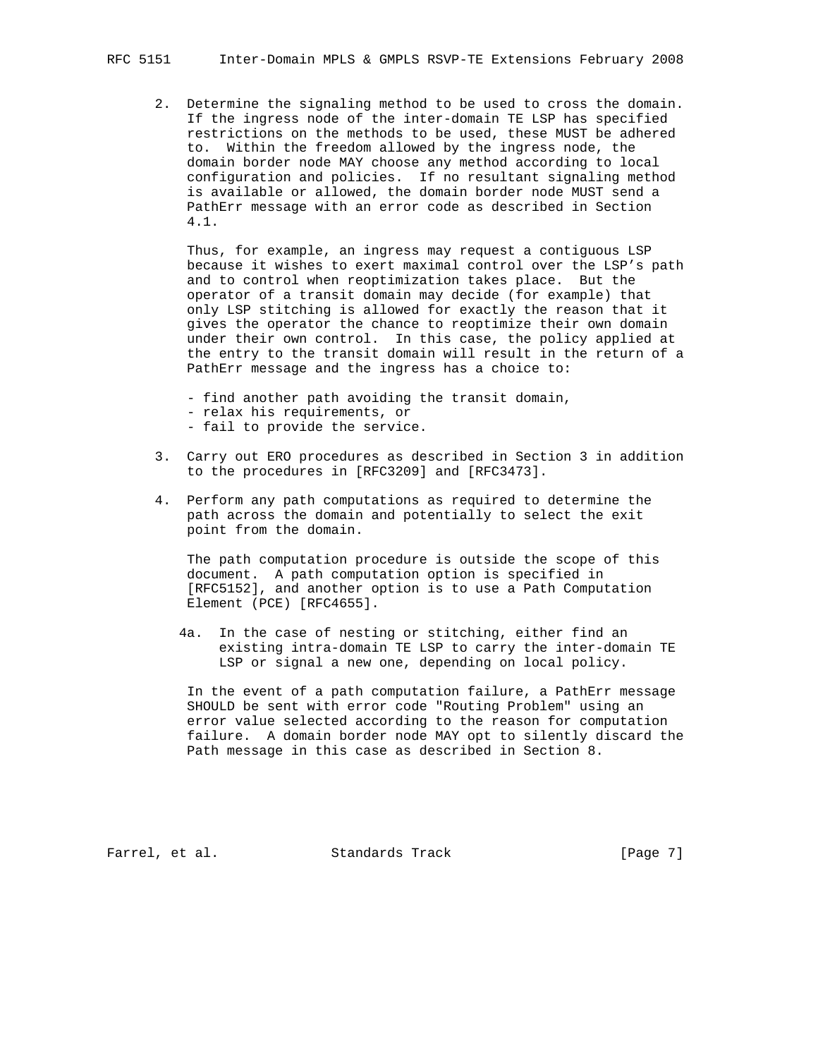2. Determine the signaling method to be used to cross the domain. If the ingress node of the inter-domain TE LSP has specified restrictions on the methods to be used, these MUST be adhered to. Within the freedom allowed by the ingress node, the domain border node MAY choose any method according to local configuration and policies. If no resultant signaling method is available or allowed, the domain border node MUST send a PathErr message with an error code as described in Section 4.1.

   Thus, for example, an ingress may request a contiguous LSP because it wishes to exert maximal control over the LSP's path and to control when reoptimization takes place. But the operator of a transit domain may decide (for example) that only LSP stitching is allowed for exactly the reason that it gives the operator the chance to reoptimize their own domain under their own control. In this case, the policy applied at the entry to the transit domain will result in the return of a PathErr message and the ingress has a choice to:

   - find another path avoiding the transit domain,
   - relax his requirements, or
   - fail to provide the service.

3. Carry out ERO procedures as described in Section 3 in addition to the procedures in [RFC3209] and [RFC3473].

4. Perform any path computations as required to determine the path across the domain and potentially to select the exit point from the domain.

   The path computation procedure is outside the scope of this document. A path computation option is specified in [RFC5152], and another option is to use a Path Computation Element (PCE) [RFC4655].

   4a. In the case of nesting or stitching, either find an existing intra-domain TE LSP to carry the inter-domain TE LSP or signal a new one, depending on local policy.

   In the event of a path computation failure, a PathErr message SHOULD be sent with error code "Routing Problem" using an error value selected according to the reason for computation failure. A domain border node MAY opt to silently discard the Path message in this case as described in Section 8.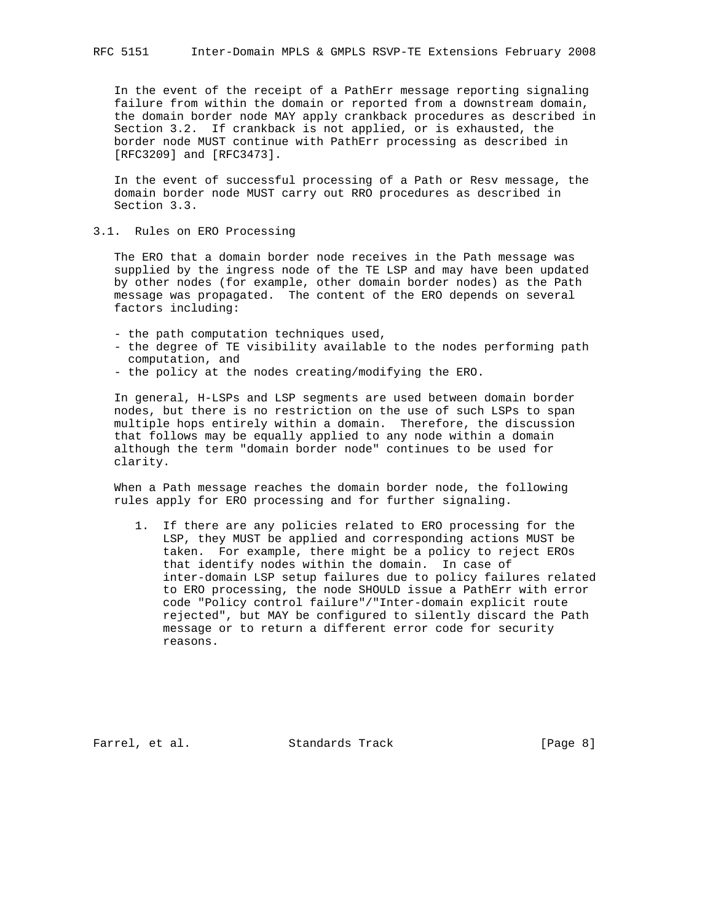In the event of the receipt of a PathErr message reporting signaling failure from within the domain or reported from a downstream domain, the domain border node MAY apply crankback procedures as described in Section 3.2. If crankback is not applied, or is exhausted, the border node MUST continue with PathErr processing as described in [RFC3209] and [RFC3473].

In the event of successful processing of a Path or Resv message, the domain border node MUST carry out RRO procedures as described in Section 3.3.

### 3.1. Rules on ERO Processing

The ERO that a domain border node receives in the Path message was supplied by the ingress node of the TE LSP and may have been updated by other nodes (for example, other domain border nodes) as the Path message was propagated. The content of the ERO depends on several factors including:

- the path computation techniques used,
- the degree of TE visibility available to the nodes performing path computation, and
- the policy at the nodes creating/modifying the ERO.

In general, H-LSPs and LSP segments are used between domain border nodes, but there is no restriction on the use of such LSPs to span multiple hops entirely within a domain. Therefore, the discussion that follows may be equally applied to any node within a domain although the term "domain border node" continues to be used for clarity.

When a Path message reaches the domain border node, the following rules apply for ERO processing and for further signaling.

1. If there are any policies related to ERO processing for the LSP, they MUST be applied and corresponding actions MUST be taken. For example, there might be a policy to reject EROs that identify nodes within the domain. In case of inter-domain LSP setup failures due to policy failures related to ERO processing, the node SHOULD issue a PathErr with error code "Policy control failure"/"Inter-domain explicit route rejected", but MAY be configured to silently discard the Path message or to return a different error code for security reasons.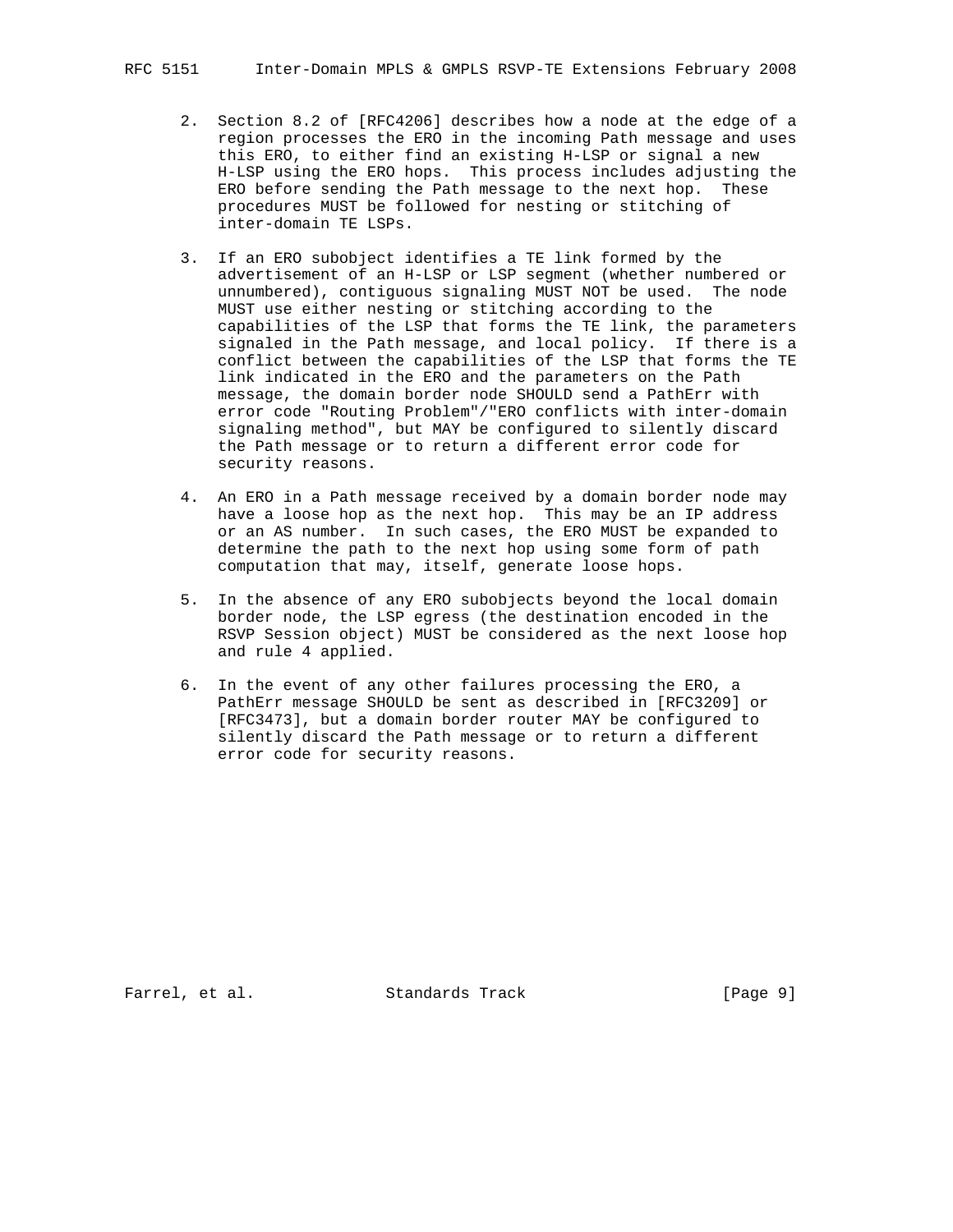2. Section 8.2 of [RFC4206] describes how a node at the edge of a region processes the ERO in the incoming Path message and uses this ERO, to either find an existing H-LSP or signal a new H-LSP using the ERO hops. This process includes adjusting the ERO before sending the Path message to the next hop. These procedures MUST be followed for nesting or stitching of inter-domain TE LSPs.

3. If an ERO subobject identifies a TE link formed by the advertisement of an H-LSP or LSP segment (whether numbered or unnumbered), contiguous signaling MUST NOT be used. The node MUST use either nesting or stitching according to the capabilities of the LSP that forms the TE link, the parameters signaled in the Path message, and local policy. If there is a conflict between the capabilities of the LSP that forms the TE link indicated in the ERO and the parameters on the Path message, the domain border node SHOULD send a PathErr with error code "Routing Problem"/"ERO conflicts with inter-domain signaling method", but MAY be configured to silently discard the Path message or to return a different error code for security reasons.

4. An ERO in a Path message received by a domain border node may have a loose hop as the next hop. This may be an IP address or an AS number. In such cases, the ERO MUST be expanded to determine the path to the next hop using some form of path computation that may, itself, generate loose hops.

5. In the absence of any ERO subobjects beyond the local domain border node, the LSP egress (the destination encoded in the RSVP Session object) MUST be considered as the next loose hop and rule 4 applied.

6. In the event of any other failures processing the ERO, a PathErr message SHOULD be sent as described in [RFC3209] or [RFC3473], but a domain border router MAY be configured to silently discard the Path message or to return a different error code for security reasons.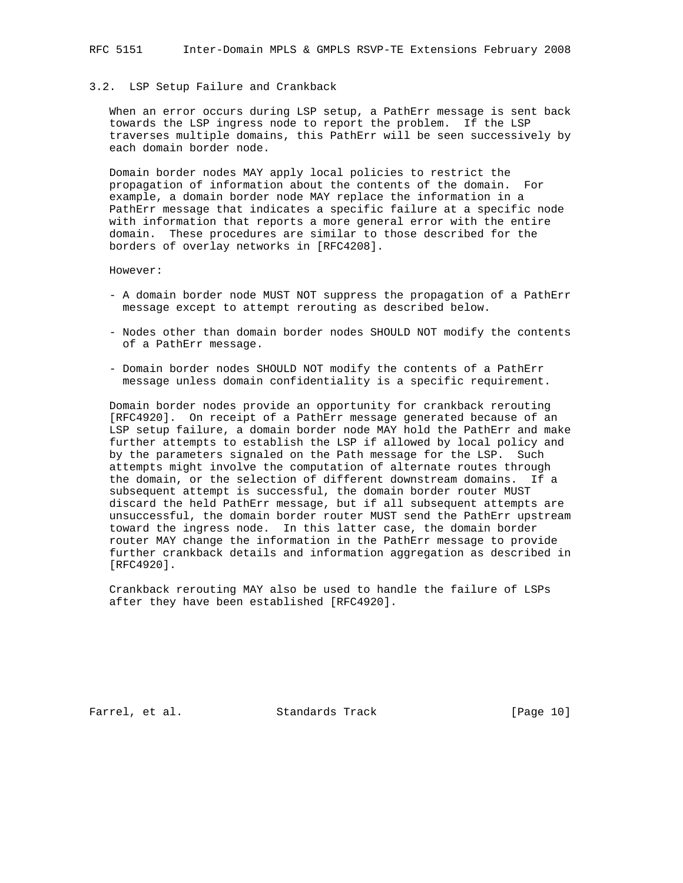### 3.2. LSP Setup Failure and Crankback

When an error occurs during LSP setup, a PathErr message is sent back towards the LSP ingress node to report the problem. If the LSP traverses multiple domains, this PathErr will be seen successively by each domain border node.

Domain border nodes MAY apply local policies to restrict the propagation of information about the contents of the domain. For example, a domain border node MAY replace the information in a PathErr message that indicates a specific failure at a specific node with information that reports a more general error with the entire domain. These procedures are similar to those described for the borders of overlay networks in [RFC4208].

However:

- A domain border node MUST NOT suppress the propagation of a PathErr message except to attempt rerouting as described below.
- Nodes other than domain border nodes SHOULD NOT modify the contents of a PathErr message.
- Domain border nodes SHOULD NOT modify the contents of a PathErr message unless domain confidentiality is a specific requirement.

Domain border nodes provide an opportunity for crankback rerouting [RFC4920]. On receipt of a PathErr message generated because of an LSP setup failure, a domain border node MAY hold the PathErr and make further attempts to establish the LSP if allowed by local policy and by the parameters signaled on the Path message for the LSP. Such attempts might involve the computation of alternate routes through the domain, or the selection of different downstream domains. If a subsequent attempt is successful, the domain border router MUST discard the held PathErr message, but if all subsequent attempts are unsuccessful, the domain border router MUST send the PathErr upstream toward the ingress node. In this latter case, the domain border router MAY change the information in the PathErr message to provide further crankback details and information aggregation as described in [RFC4920].

Crankback rerouting MAY also be used to handle the failure of LSPs after they have been established [RFC4920].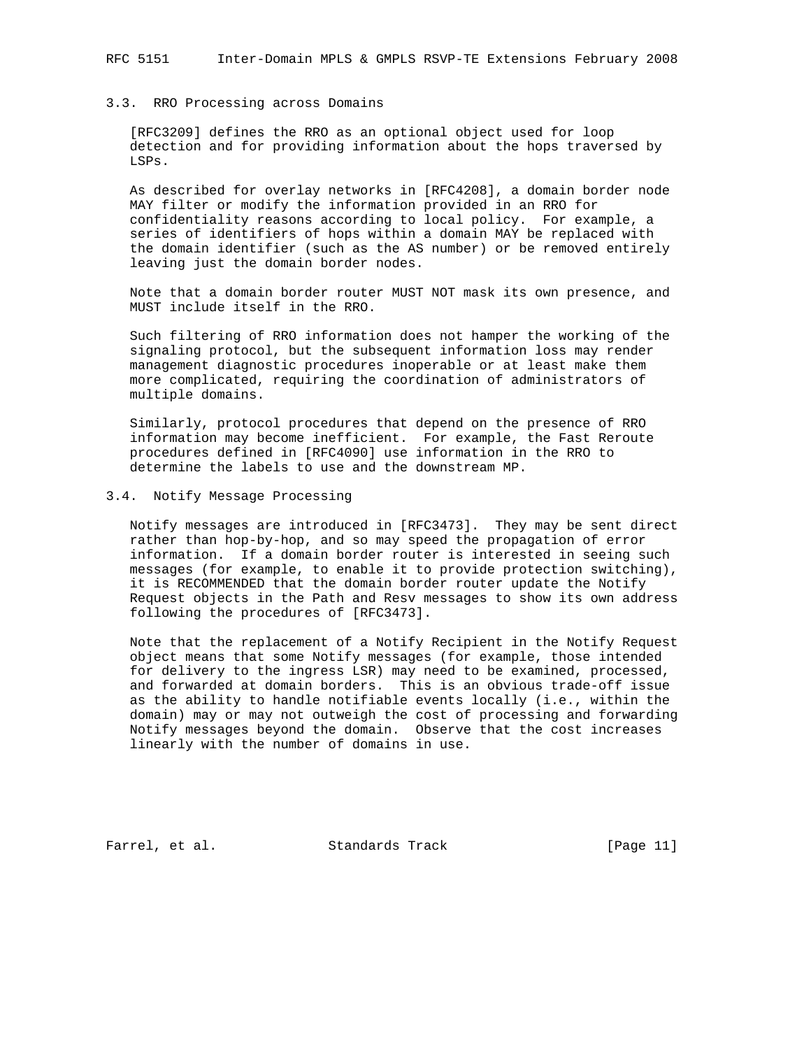### 3.3. RRO Processing across Domains

[RFC3209] defines the RRO as an optional object used for loop detection and for providing information about the hops traversed by LSPs.

As described for overlay networks in [RFC4208], a domain border node MAY filter or modify the information provided in an RRO for confidentiality reasons according to local policy. For example, a series of identifiers of hops within a domain MAY be replaced with the domain identifier (such as the AS number) or be removed entirely leaving just the domain border nodes.

Note that a domain border router MUST NOT mask its own presence, and MUST include itself in the RRO.

Such filtering of RRO information does not hamper the working of the signaling protocol, but the subsequent information loss may render management diagnostic procedures inoperable or at least make them more complicated, requiring the coordination of administrators of multiple domains.

Similarly, protocol procedures that depend on the presence of RRO information may become inefficient. For example, the Fast Reroute procedures defined in [RFC4090] use information in the RRO to determine the labels to use and the downstream MP.

### 3.4. Notify Message Processing

Notify messages are introduced in [RFC3473]. They may be sent direct rather than hop-by-hop, and so may speed the propagation of error information. If a domain border router is interested in seeing such messages (for example, to enable it to provide protection switching), it is RECOMMENDED that the domain border router update the Notify Request objects in the Path and Resv messages to show its own address following the procedures of [RFC3473].

Note that the replacement of a Notify Recipient in the Notify Request object means that some Notify messages (for example, those intended for delivery to the ingress LSR) may need to be examined, processed, and forwarded at domain borders. This is an obvious trade-off issue as the ability to handle notifiable events locally (i.e., within the domain) may or may not outweigh the cost of processing and forwarding Notify messages beyond the domain. Observe that the cost increases linearly with the number of domains in use.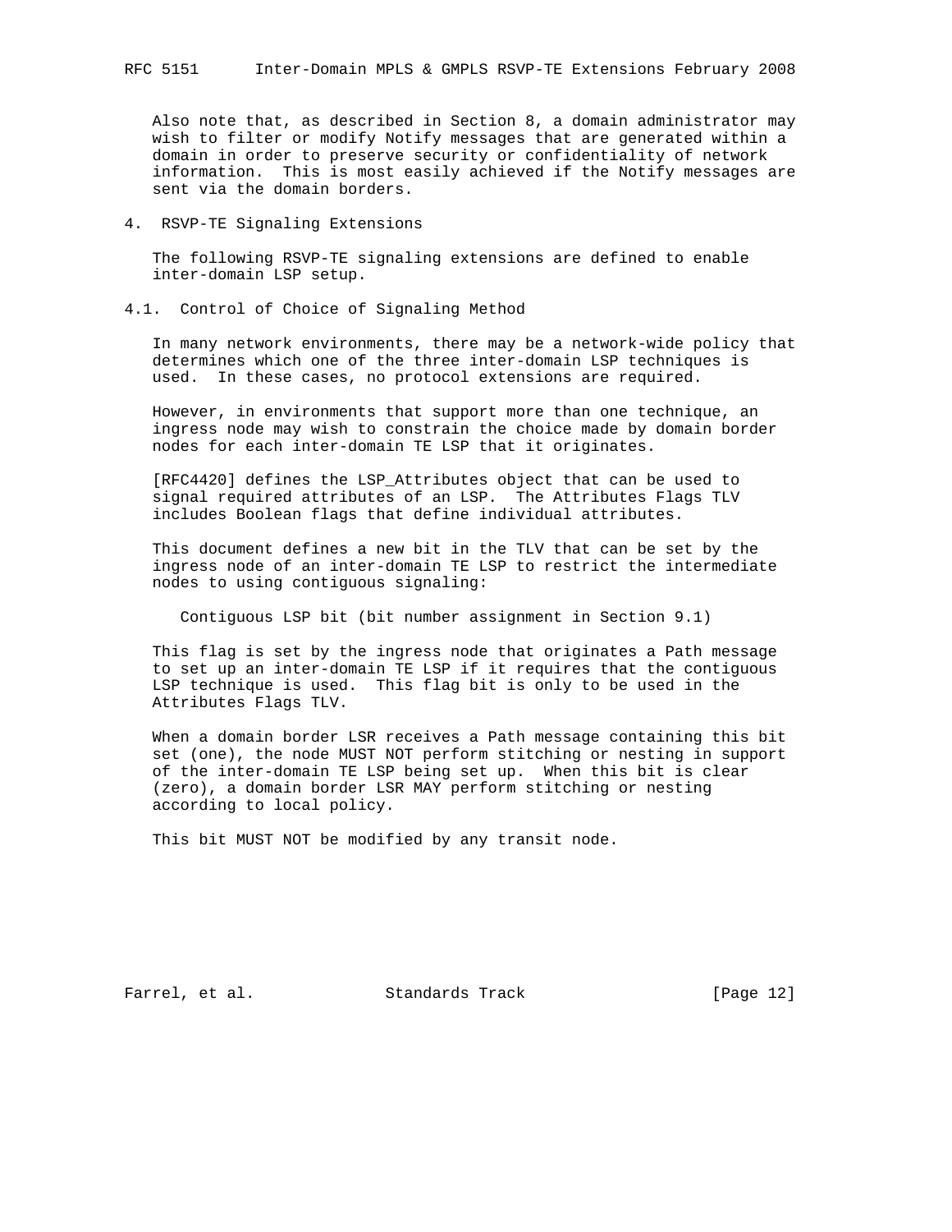Also note that, as described in Section 8, a domain administrator may wish to filter or modify Notify messages that are generated within a domain in order to preserve security or confidentiality of network information. This is most easily achieved if the Notify messages are sent via the domain borders.

## 4. RSVP-TE Signaling Extensions

The following RSVP-TE signaling extensions are defined to enable inter-domain LSP setup.

### 4.1. Control of Choice of Signaling Method

In many network environments, there may be a network-wide policy that determines which one of the three inter-domain LSP techniques is used. In these cases, no protocol extensions are required.

However, in environments that support more than one technique, an ingress node may wish to constrain the choice made by domain border nodes for each inter-domain TE LSP that it originates.

[RFC4420] defines the LSP_Attributes object that can be used to signal required attributes of an LSP. The Attributes Flags TLV includes Boolean flags that define individual attributes.

This document defines a new bit in the TLV that can be set by the ingress node of an inter-domain TE LSP to restrict the intermediate nodes to using contiguous signaling:

Contiguous LSP bit (bit number assignment in Section 9.1)

This flag is set by the ingress node that originates a Path message to set up an inter-domain TE LSP if it requires that the contiguous LSP technique is used. This flag bit is only to be used in the Attributes Flags TLV.

When a domain border LSR receives a Path message containing this bit set (one), the node MUST NOT perform stitching or nesting in support of the inter-domain TE LSP being set up. When this bit is clear (zero), a domain border LSR MAY perform stitching or nesting according to local policy.

This bit MUST NOT be modified by any transit node.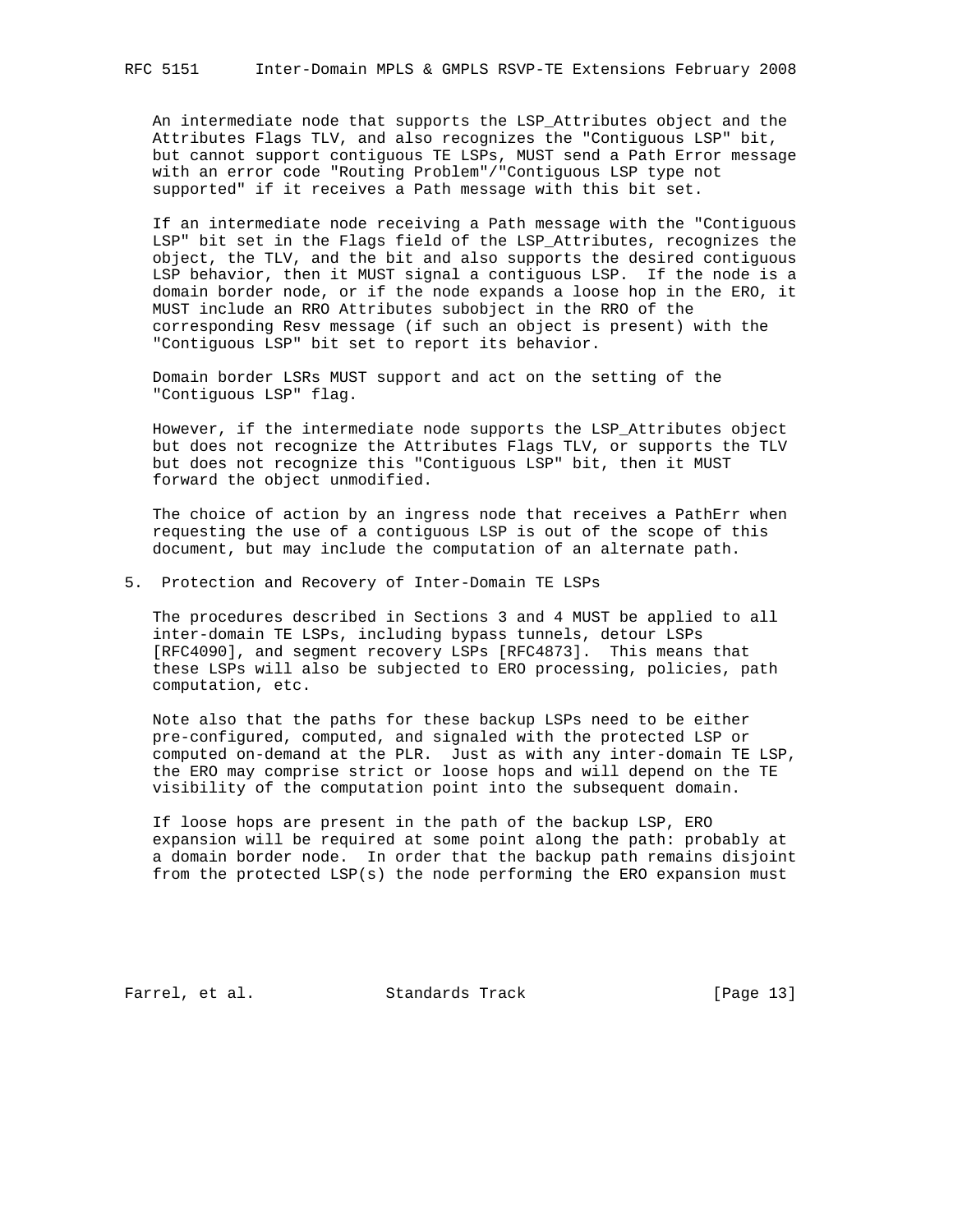An intermediate node that supports the LSP_Attributes object and the Attributes Flags TLV, and also recognizes the "Contiguous LSP" bit, but cannot support contiguous TE LSPs, MUST send a Path Error message with an error code "Routing Problem"/"Contiguous LSP type not supported" if it receives a Path message with this bit set.

If an intermediate node receiving a Path message with the "Contiguous LSP" bit set in the Flags field of the LSP_Attributes, recognizes the object, the TLV, and the bit and also supports the desired contiguous LSP behavior, then it MUST signal a contiguous LSP. If the node is a domain border node, or if the node expands a loose hop in the ERO, it MUST include an RRO Attributes subobject in the RRO of the corresponding Resv message (if such an object is present) with the "Contiguous LSP" bit set to report its behavior.

Domain border LSRs MUST support and act on the setting of the "Contiguous LSP" flag.

However, if the intermediate node supports the LSP_Attributes object but does not recognize the Attributes Flags TLV, or supports the TLV but does not recognize this "Contiguous LSP" bit, then it MUST forward the object unmodified.

The choice of action by an ingress node that receives a PathErr when requesting the use of a contiguous LSP is out of the scope of this document, but may include the computation of an alternate path.

## 5. Protection and Recovery of Inter-Domain TE LSPs

The procedures described in Sections 3 and 4 MUST be applied to all inter-domain TE LSPs, including bypass tunnels, detour LSPs [RFC4090], and segment recovery LSPs [RFC4873]. This means that these LSPs will also be subjected to ERO processing, policies, path computation, etc.

Note also that the paths for these backup LSPs need to be either pre-configured, computed, and signaled with the protected LSP or computed on-demand at the PLR. Just as with any inter-domain TE LSP, the ERO may comprise strict or loose hops and will depend on the TE visibility of the computation point into the subsequent domain.

If loose hops are present in the path of the backup LSP, ERO expansion will be required at some point along the path: probably at a domain border node. In order that the backup path remains disjoint from the protected LSP(s) the node performing the ERO expansion must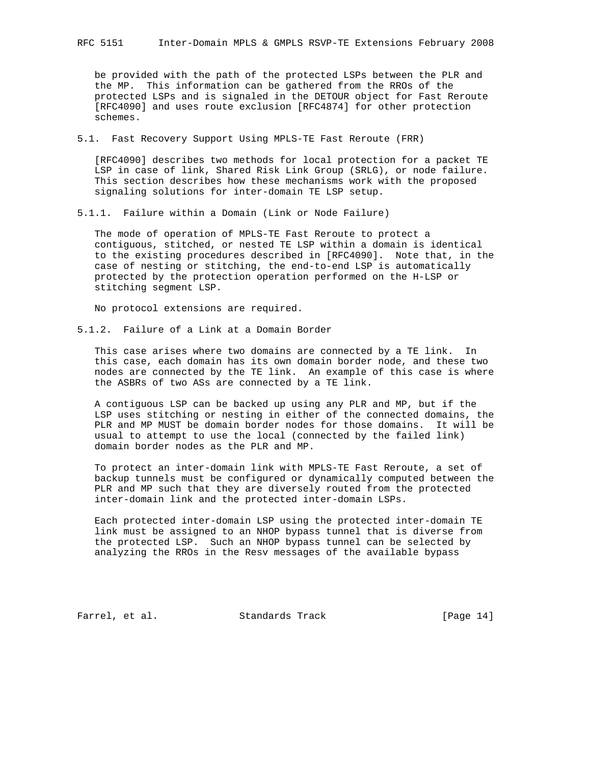be provided with the path of the protected LSPs between the PLR and the MP. This information can be gathered from the RROs of the protected LSPs and is signaled in the DETOUR object for Fast Reroute [RFC4090] and uses route exclusion [RFC4874] for other protection schemes.

### 5.1. Fast Recovery Support Using MPLS-TE Fast Reroute (FRR)

[RFC4090] describes two methods for local protection for a packet TE LSP in case of link, Shared Risk Link Group (SRLG), or node failure. This section describes how these mechanisms work with the proposed signaling solutions for inter-domain TE LSP setup.

#### 5.1.1. Failure within a Domain (Link or Node Failure)

The mode of operation of MPLS-TE Fast Reroute to protect a contiguous, stitched, or nested TE LSP within a domain is identical to the existing procedures described in [RFC4090]. Note that, in the case of nesting or stitching, the end-to-end LSP is automatically protected by the protection operation performed on the H-LSP or stitching segment LSP.

No protocol extensions are required.

#### 5.1.2. Failure of a Link at a Domain Border

This case arises where two domains are connected by a TE link. In this case, each domain has its own domain border node, and these two nodes are connected by the TE link. An example of this case is where the ASBRs of two ASs are connected by a TE link.

A contiguous LSP can be backed up using any PLR and MP, but if the LSP uses stitching or nesting in either of the connected domains, the PLR and MP MUST be domain border nodes for those domains. It will be usual to attempt to use the local (connected by the failed link) domain border nodes as the PLR and MP.

To protect an inter-domain link with MPLS-TE Fast Reroute, a set of backup tunnels must be configured or dynamically computed between the PLR and MP such that they are diversely routed from the protected inter-domain link and the protected inter-domain LSPs.

Each protected inter-domain LSP using the protected inter-domain TE link must be assigned to an NHOP bypass tunnel that is diverse from the protected LSP. Such an NHOP bypass tunnel can be selected by analyzing the RROs in the Resv messages of the available bypass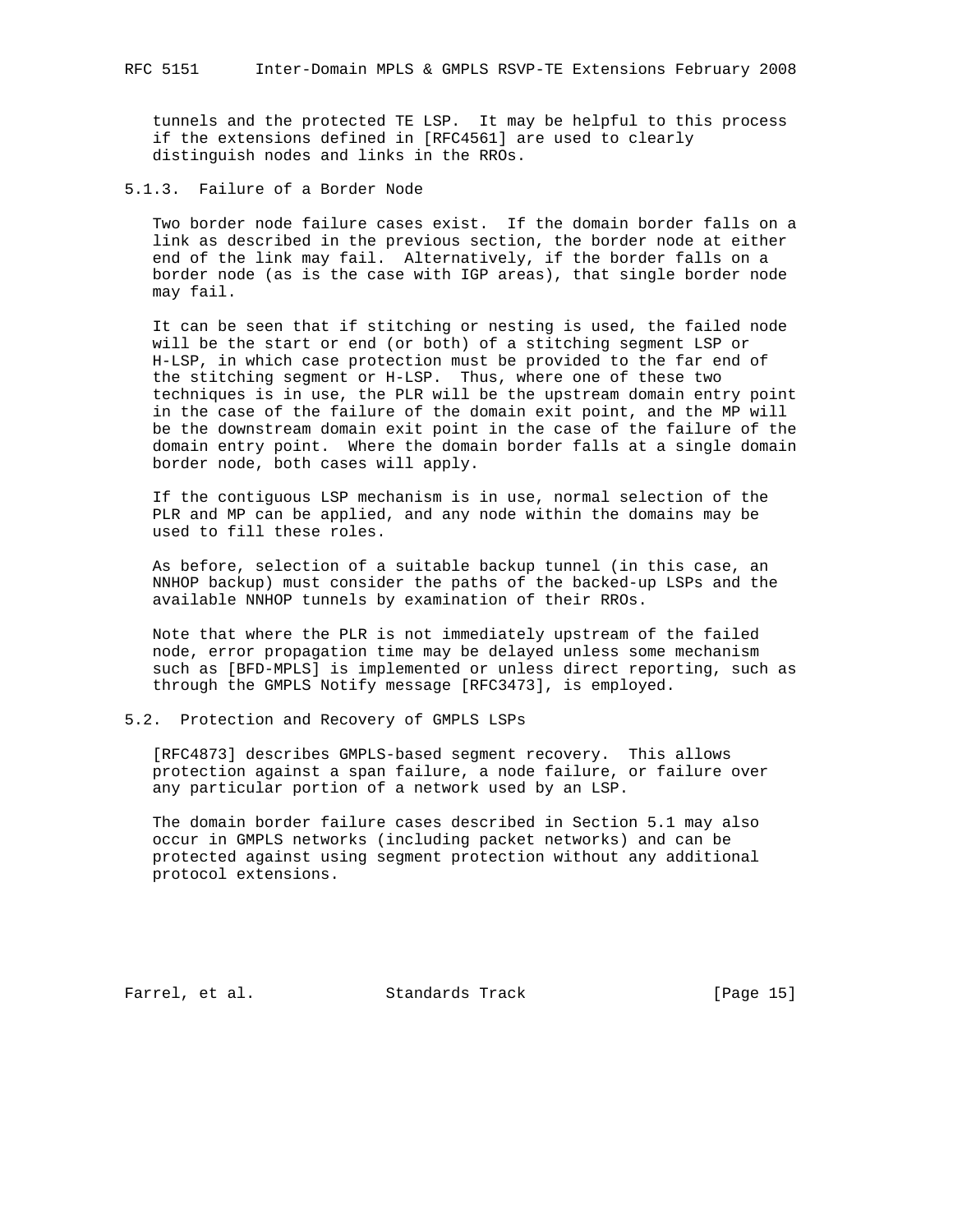tunnels and the protected TE LSP. It may be helpful to this process if the extensions defined in [RFC4561] are used to clearly distinguish nodes and links in the RROs.

### 5.1.3. Failure of a Border Node

Two border node failure cases exist. If the domain border falls on a link as described in the previous section, the border node at either end of the link may fail. Alternatively, if the border falls on a border node (as is the case with IGP areas), that single border node may fail.

It can be seen that if stitching or nesting is used, the failed node will be the start or end (or both) of a stitching segment LSP or H-LSP, in which case protection must be provided to the far end of the stitching segment or H-LSP. Thus, where one of these two techniques is in use, the PLR will be the upstream domain entry point in the case of the failure of the domain exit point, and the MP will be the downstream domain exit point in the case of the failure of the domain entry point. Where the domain border falls at a single domain border node, both cases will apply.

If the contiguous LSP mechanism is in use, normal selection of the PLR and MP can be applied, and any node within the domains may be used to fill these roles.

As before, selection of a suitable backup tunnel (in this case, an NNHOP backup) must consider the paths of the backed-up LSPs and the available NNHOP tunnels by examination of their RROs.

Note that where the PLR is not immediately upstream of the failed node, error propagation time may be delayed unless some mechanism such as [BFD-MPLS] is implemented or unless direct reporting, such as through the GMPLS Notify message [RFC3473], is employed.

## 5.2. Protection and Recovery of GMPLS LSPs

[RFC4873] describes GMPLS-based segment recovery. This allows protection against a span failure, a node failure, or failure over any particular portion of a network used by an LSP.

The domain border failure cases described in Section 5.1 may also occur in GMPLS networks (including packet networks) and can be protected against using segment protection without any additional protocol extensions.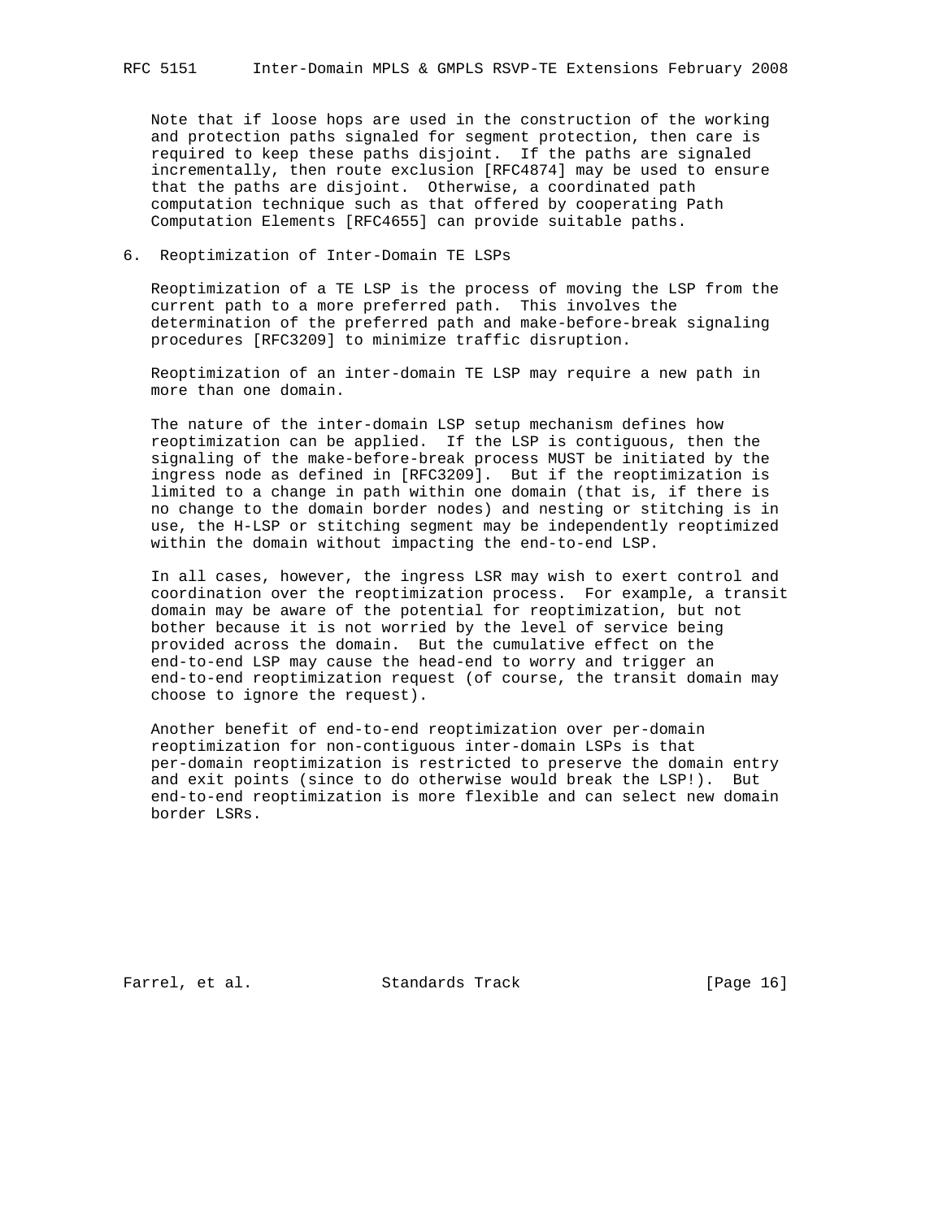Note that if loose hops are used in the construction of the working and protection paths signaled for segment protection, then care is required to keep these paths disjoint. If the paths are signaled incrementally, then route exclusion [RFC4874] may be used to ensure that the paths are disjoint. Otherwise, a coordinated path computation technique such as that offered by cooperating Path Computation Elements [RFC4655] can provide suitable paths.

## 6. Reoptimization of Inter-Domain TE LSPs

Reoptimization of a TE LSP is the process of moving the LSP from the current path to a more preferred path. This involves the determination of the preferred path and make-before-break signaling procedures [RFC3209] to minimize traffic disruption.

Reoptimization of an inter-domain TE LSP may require a new path in more than one domain.

The nature of the inter-domain LSP setup mechanism defines how reoptimization can be applied. If the LSP is contiguous, then the signaling of the make-before-break process MUST be initiated by the ingress node as defined in [RFC3209]. But if the reoptimization is limited to a change in path within one domain (that is, if there is no change to the domain border nodes) and nesting or stitching is in use, the H-LSP or stitching segment may be independently reoptimized within the domain without impacting the end-to-end LSP.

In all cases, however, the ingress LSR may wish to exert control and coordination over the reoptimization process. For example, a transit domain may be aware of the potential for reoptimization, but not bother because it is not worried by the level of service being provided across the domain. But the cumulative effect on the end-to-end LSP may cause the head-end to worry and trigger an end-to-end reoptimization request (of course, the transit domain may choose to ignore the request).

Another benefit of end-to-end reoptimization over per-domain reoptimization for non-contiguous inter-domain LSPs is that per-domain reoptimization is restricted to preserve the domain entry and exit points (since to do otherwise would break the LSP!). But end-to-end reoptimization is more flexible and can select new domain border LSRs.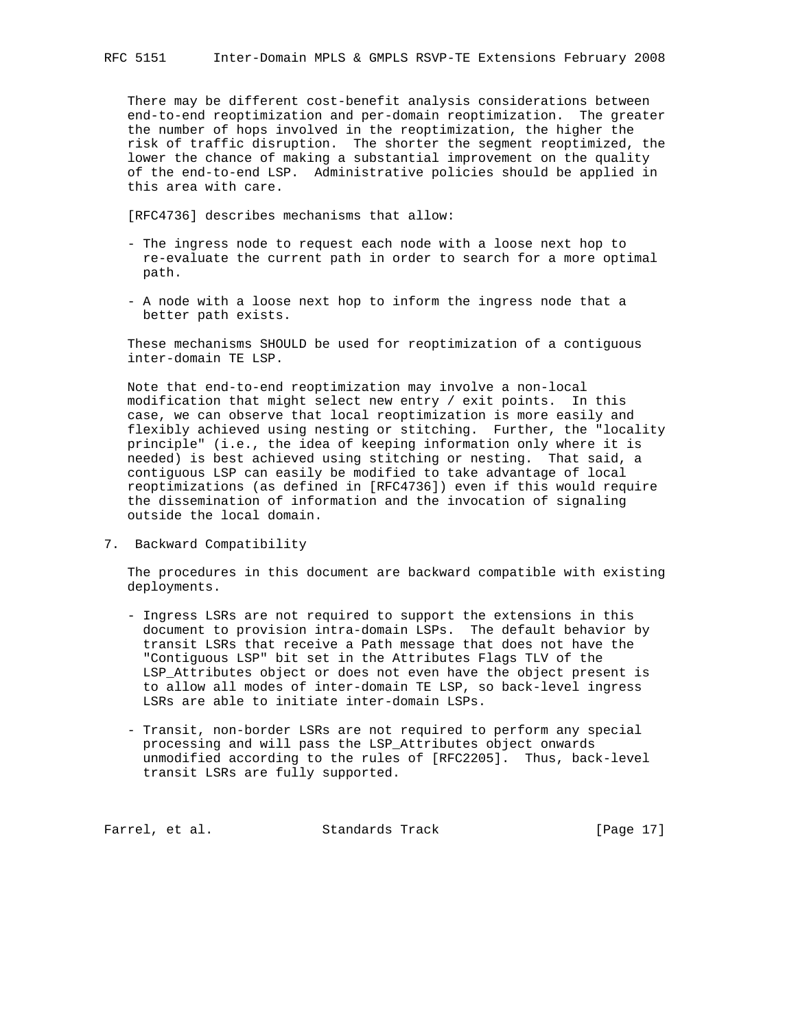There may be different cost-benefit analysis considerations between end-to-end reoptimization and per-domain reoptimization. The greater the number of hops involved in the reoptimization, the higher the risk of traffic disruption. The shorter the segment reoptimized, the lower the chance of making a substantial improvement on the quality of the end-to-end LSP. Administrative policies should be applied in this area with care.

[RFC4736] describes mechanisms that allow:

- The ingress node to request each node with a loose next hop to re-evaluate the current path in order to search for a more optimal path.
- A node with a loose next hop to inform the ingress node that a better path exists.

These mechanisms SHOULD be used for reoptimization of a contiguous inter-domain TE LSP.

Note that end-to-end reoptimization may involve a non-local modification that might select new entry / exit points. In this case, we can observe that local reoptimization is more easily and flexibly achieved using nesting or stitching. Further, the "locality principle" (i.e., the idea of keeping information only where it is needed) is best achieved using stitching or nesting. That said, a contiguous LSP can easily be modified to take advantage of local reoptimizations (as defined in [RFC4736]) even if this would require the dissemination of information and the invocation of signaling outside the local domain.

## 7. Backward Compatibility

The procedures in this document are backward compatible with existing deployments.

- Ingress LSRs are not required to support the extensions in this document to provision intra-domain LSPs. The default behavior by transit LSRs that receive a Path message that does not have the "Contiguous LSP" bit set in the Attributes Flags TLV of the LSP_Attributes object or does not even have the object present is to allow all modes of inter-domain TE LSP, so back-level ingress LSRs are able to initiate inter-domain LSPs.
- Transit, non-border LSRs are not required to perform any special processing and will pass the LSP_Attributes object onwards unmodified according to the rules of [RFC2205]. Thus, back-level transit LSRs are fully supported.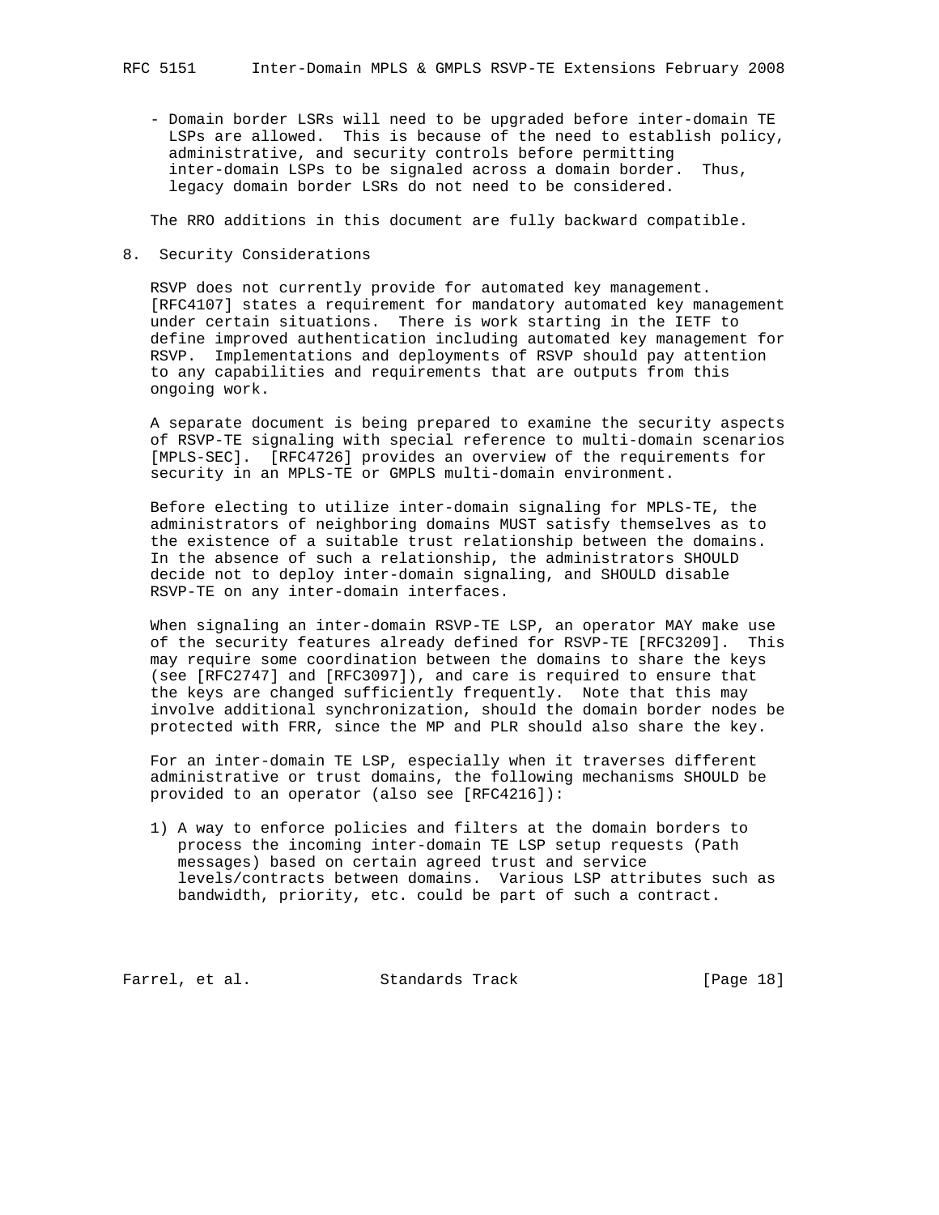- Domain border LSRs will need to be upgraded before inter-domain TE LSPs are allowed. This is because of the need to establish policy, administrative, and security controls before permitting inter-domain LSPs to be signaled across a domain border. Thus, legacy domain border LSRs do not need to be considered.

The RRO additions in this document are fully backward compatible.

## 8. Security Considerations

RSVP does not currently provide for automated key management. [RFC4107] states a requirement for mandatory automated key management under certain situations. There is work starting in the IETF to define improved authentication including automated key management for RSVP. Implementations and deployments of RSVP should pay attention to any capabilities and requirements that are outputs from this ongoing work.

A separate document is being prepared to examine the security aspects of RSVP-TE signaling with special reference to multi-domain scenarios [MPLS-SEC]. [RFC4726] provides an overview of the requirements for security in an MPLS-TE or GMPLS multi-domain environment.

Before electing to utilize inter-domain signaling for MPLS-TE, the administrators of neighboring domains MUST satisfy themselves as to the existence of a suitable trust relationship between the domains. In the absence of such a relationship, the administrators SHOULD decide not to deploy inter-domain signaling, and SHOULD disable RSVP-TE on any inter-domain interfaces.

When signaling an inter-domain RSVP-TE LSP, an operator MAY make use of the security features already defined for RSVP-TE [RFC3209]. This may require some coordination between the domains to share the keys (see [RFC2747] and [RFC3097]), and care is required to ensure that the keys are changed sufficiently frequently. Note that this may involve additional synchronization, should the domain border nodes be protected with FRR, since the MP and PLR should also share the key.

For an inter-domain TE LSP, especially when it traverses different administrative or trust domains, the following mechanisms SHOULD be provided to an operator (also see [RFC4216]):

1) A way to enforce policies and filters at the domain borders to process the incoming inter-domain TE LSP setup requests (Path messages) based on certain agreed trust and service levels/contracts between domains. Various LSP attributes such as bandwidth, priority, etc. could be part of such a contract.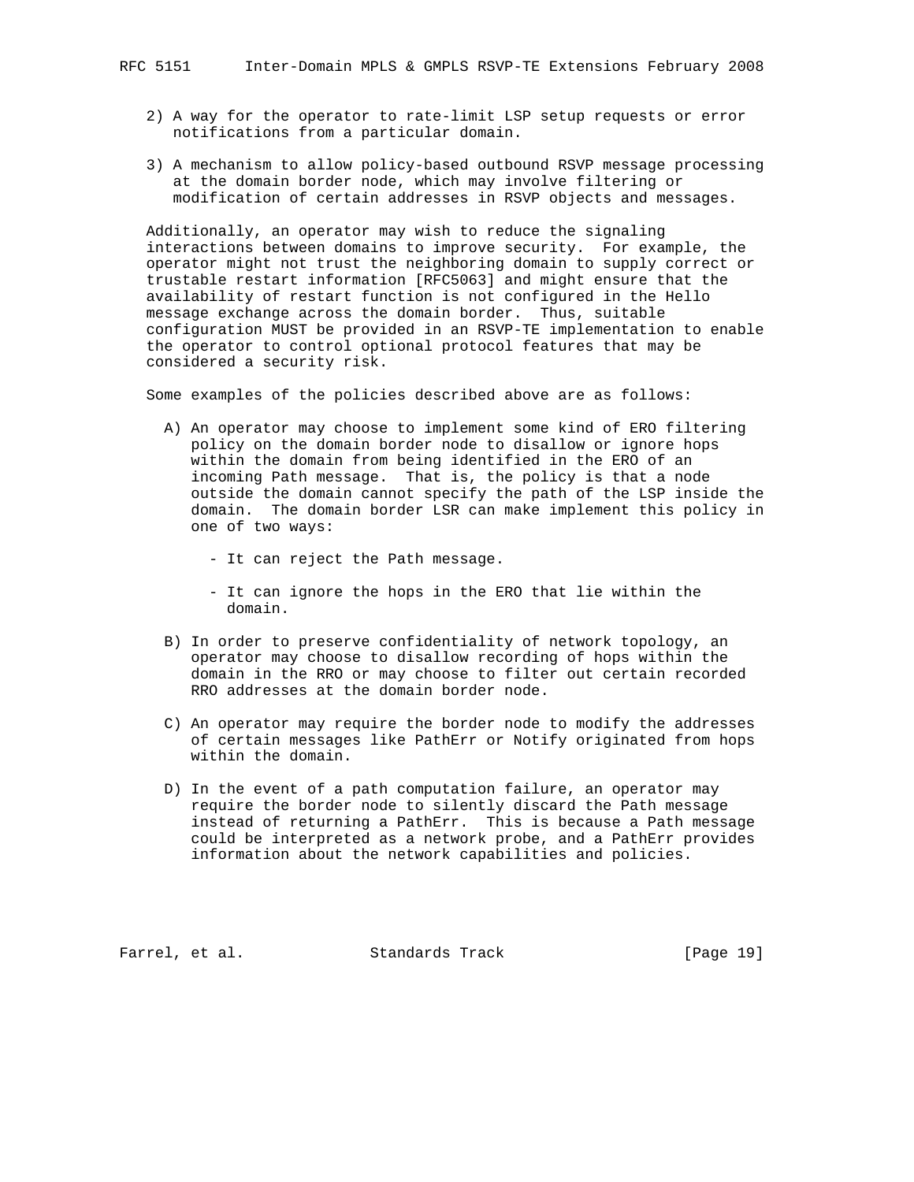2) A way for the operator to rate-limit LSP setup requests or error notifications from a particular domain.

3) A mechanism to allow policy-based outbound RSVP message processing at the domain border node, which may involve filtering or modification of certain addresses in RSVP objects and messages.

Additionally, an operator may wish to reduce the signaling interactions between domains to improve security. For example, the operator might not trust the neighboring domain to supply correct or trustable restart information [RFC5063] and might ensure that the availability of restart function is not configured in the Hello message exchange across the domain border. Thus, suitable configuration MUST be provided in an RSVP-TE implementation to enable the operator to control optional protocol features that may be considered a security risk.

Some examples of the policies described above are as follows:

A) An operator may choose to implement some kind of ERO filtering policy on the domain border node to disallow or ignore hops within the domain from being identified in the ERO of an incoming Path message. That is, the policy is that a node outside the domain cannot specify the path of the LSP inside the domain. The domain border LSR can make implement this policy in one of two ways:

   - It can reject the Path message.

   - It can ignore the hops in the ERO that lie within the domain.

B) In order to preserve confidentiality of network topology, an operator may choose to disallow recording of hops within the domain in the RRO or may choose to filter out certain recorded RRO addresses at the domain border node.

C) An operator may require the border node to modify the addresses of certain messages like PathErr or Notify originated from hops within the domain.

D) In the event of a path computation failure, an operator may require the border node to silently discard the Path message instead of returning a PathErr. This is because a Path message could be interpreted as a network probe, and a PathErr provides information about the network capabilities and policies.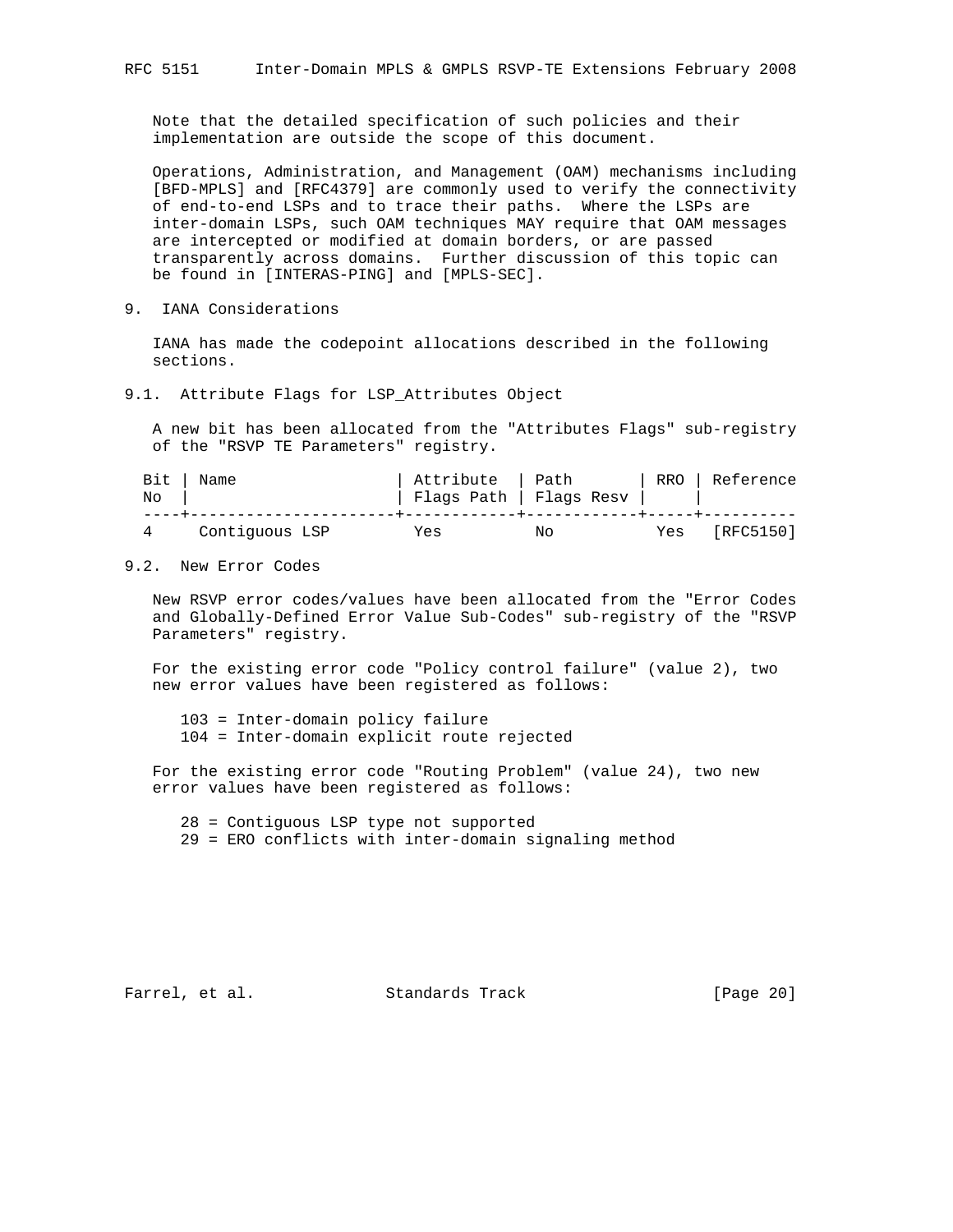Note that the detailed specification of such policies and their implementation are outside the scope of this document.

Operations, Administration, and Management (OAM) mechanisms including [BFD-MPLS] and [RFC4379] are commonly used to verify the connectivity of end-to-end LSPs and to trace their paths. Where the LSPs are inter-domain LSPs, such OAM techniques MAY require that OAM messages are intercepted or modified at domain borders, or are passed transparently across domains. Further discussion of this topic can be found in [INTERAS-PING] and [MPLS-SEC].

## 9. IANA Considerations

IANA has made the codepoint allocations described in the following sections.

### 9.1. Attribute Flags for LSP_Attributes Object

A new bit has been allocated from the "Attributes Flags" sub-registry of the "RSVP TE Parameters" registry.

| Bit No | Name | Attribute Flags Path | Path Flags Resv | RRO | Reference |
|---|---|---|---|---|---|
| 4 | Contiguous LSP | Yes | No | Yes | [RFC5150] |

### 9.2. New Error Codes

New RSVP error codes/values have been allocated from the "Error Codes and Globally-Defined Error Value Sub-Codes" sub-registry of the "RSVP Parameters" registry.

For the existing error code "Policy control failure" (value 2), two new error values have been registered as follows:

103 = Inter-domain policy failure
104 = Inter-domain explicit route rejected

For the existing error code "Routing Problem" (value 24), two new error values have been registered as follows:

28 = Contiguous LSP type not supported
29 = ERO conflicts with inter-domain signaling method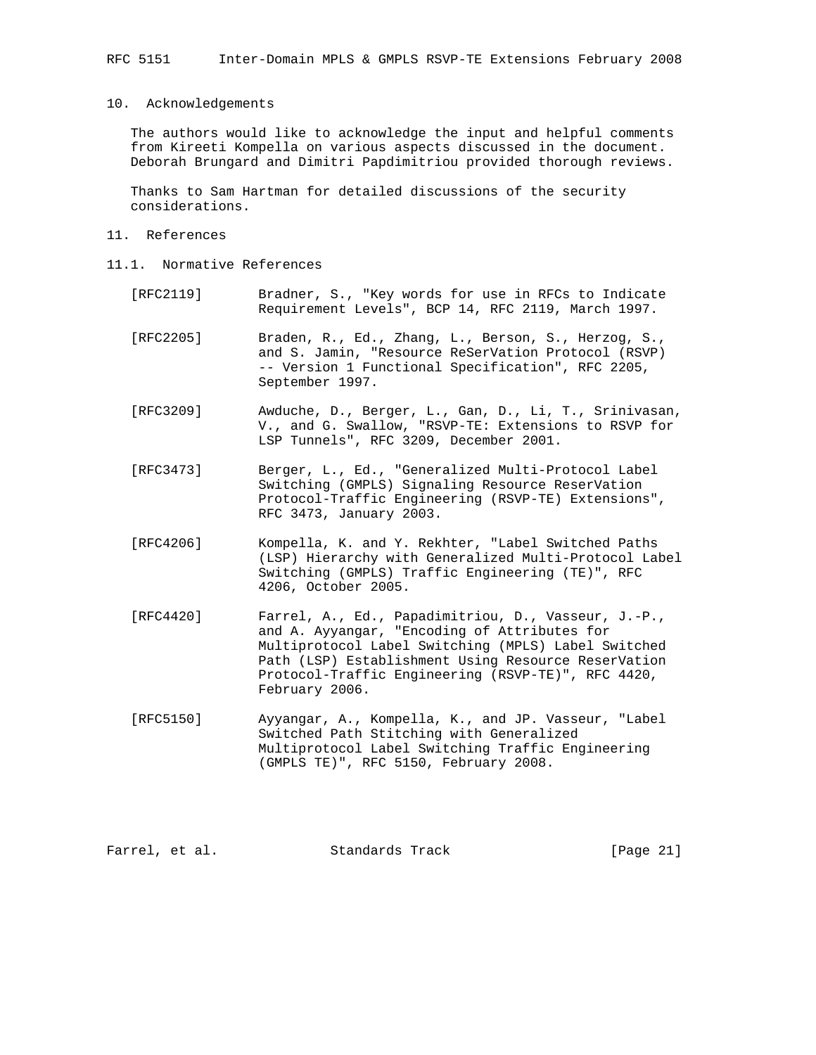## 10. Acknowledgements

The authors would like to acknowledge the input and helpful comments from Kireeti Kompella on various aspects discussed in the document. Deborah Brungard and Dimitri Papdimitriou provided thorough reviews.

Thanks to Sam Hartman for detailed discussions of the security considerations.

## 11. References

### 11.1. Normative References

[RFC2119] Bradner, S., "Key words for use in RFCs to Indicate Requirement Levels", BCP 14, RFC 2119, March 1997.

[RFC2205] Braden, R., Ed., Zhang, L., Berson, S., Herzog, S., and S. Jamin, "Resource ReSerVation Protocol (RSVP) -- Version 1 Functional Specification", RFC 2205, September 1997.

[RFC3209] Awduche, D., Berger, L., Gan, D., Li, T., Srinivasan, V., and G. Swallow, "RSVP-TE: Extensions to RSVP for LSP Tunnels", RFC 3209, December 2001.

[RFC3473] Berger, L., Ed., "Generalized Multi-Protocol Label Switching (GMPLS) Signaling Resource ReserVation Protocol-Traffic Engineering (RSVP-TE) Extensions", RFC 3473, January 2003.

[RFC4206] Kompella, K. and Y. Rekhter, "Label Switched Paths (LSP) Hierarchy with Generalized Multi-Protocol Label Switching (GMPLS) Traffic Engineering (TE)", RFC 4206, October 2005.

[RFC4420] Farrel, A., Ed., Papadimitriou, D., Vasseur, J.-P., and A. Ayyangar, "Encoding of Attributes for Multiprotocol Label Switching (MPLS) Label Switched Path (LSP) Establishment Using Resource ReserVation Protocol-Traffic Engineering (RSVP-TE)", RFC 4420, February 2006.

[RFC5150] Ayyangar, A., Kompella, K., and JP. Vasseur, "Label Switched Path Stitching with Generalized Multiprotocol Label Switching Traffic Engineering (GMPLS TE)", RFC 5150, February 2008.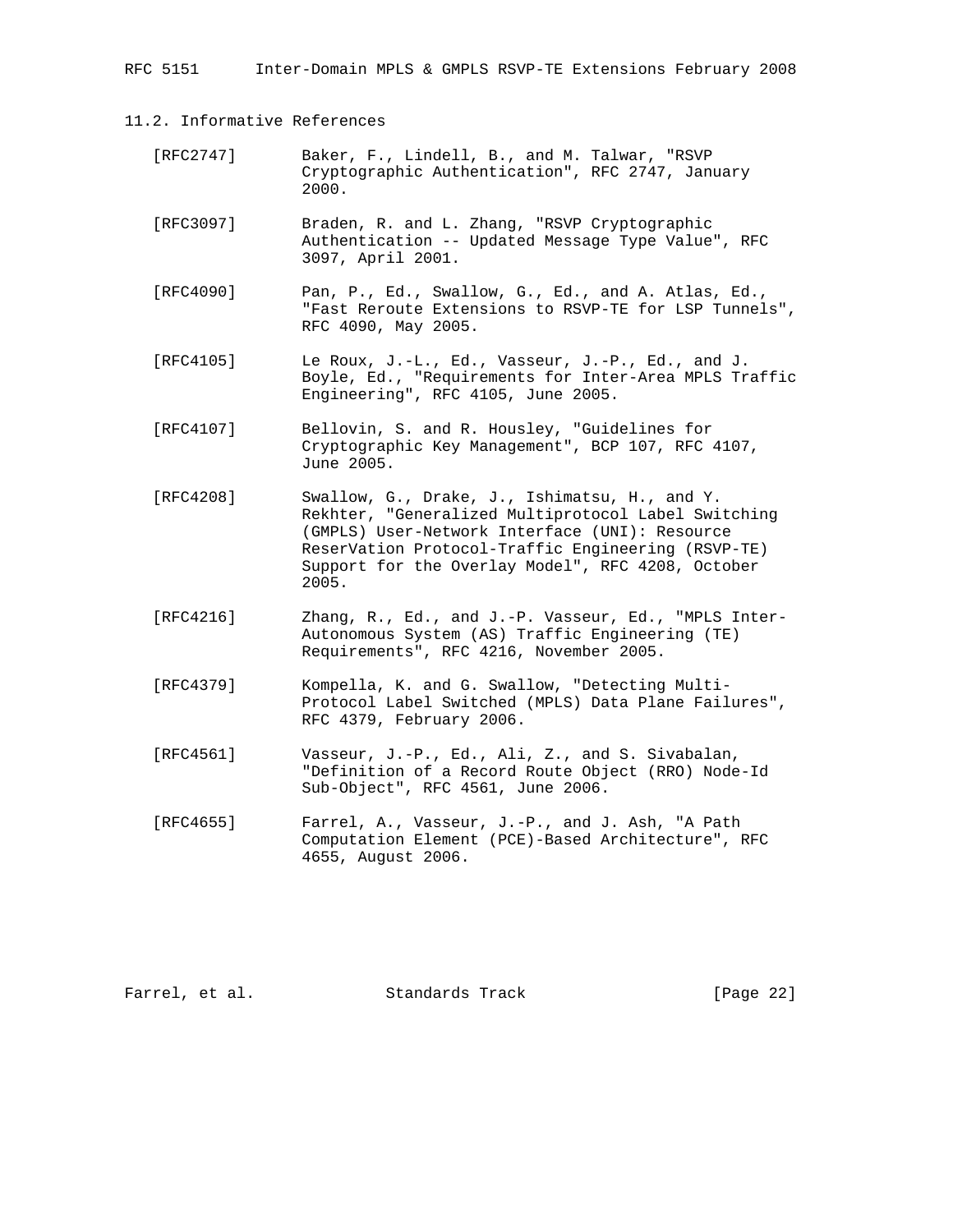### 11.2. Informative References

[RFC2747] Baker, F., Lindell, B., and M. Talwar, "RSVP Cryptographic Authentication", RFC 2747, January 2000.

[RFC3097] Braden, R. and L. Zhang, "RSVP Cryptographic Authentication -- Updated Message Type Value", RFC 3097, April 2001.

[RFC4090] Pan, P., Ed., Swallow, G., Ed., and A. Atlas, Ed., "Fast Reroute Extensions to RSVP-TE for LSP Tunnels", RFC 4090, May 2005.

[RFC4105] Le Roux, J.-L., Ed., Vasseur, J.-P., Ed., and J. Boyle, Ed., "Requirements for Inter-Area MPLS Traffic Engineering", RFC 4105, June 2005.

[RFC4107] Bellovin, S. and R. Housley, "Guidelines for Cryptographic Key Management", BCP 107, RFC 4107, June 2005.

[RFC4208] Swallow, G., Drake, J., Ishimatsu, H., and Y. Rekhter, "Generalized Multiprotocol Label Switching (GMPLS) User-Network Interface (UNI): Resource ReserVation Protocol-Traffic Engineering (RSVP-TE) Support for the Overlay Model", RFC 4208, October 2005.

[RFC4216] Zhang, R., Ed., and J.-P. Vasseur, Ed., "MPLS Inter-Autonomous System (AS) Traffic Engineering (TE) Requirements", RFC 4216, November 2005.

[RFC4379] Kompella, K. and G. Swallow, "Detecting Multi-Protocol Label Switched (MPLS) Data Plane Failures", RFC 4379, February 2006.

[RFC4561] Vasseur, J.-P., Ed., Ali, Z., and S. Sivabalan, "Definition of a Record Route Object (RRO) Node-Id Sub-Object", RFC 4561, June 2006.

[RFC4655] Farrel, A., Vasseur, J.-P., and J. Ash, "A Path Computation Element (PCE)-Based Architecture", RFC 4655, August 2006.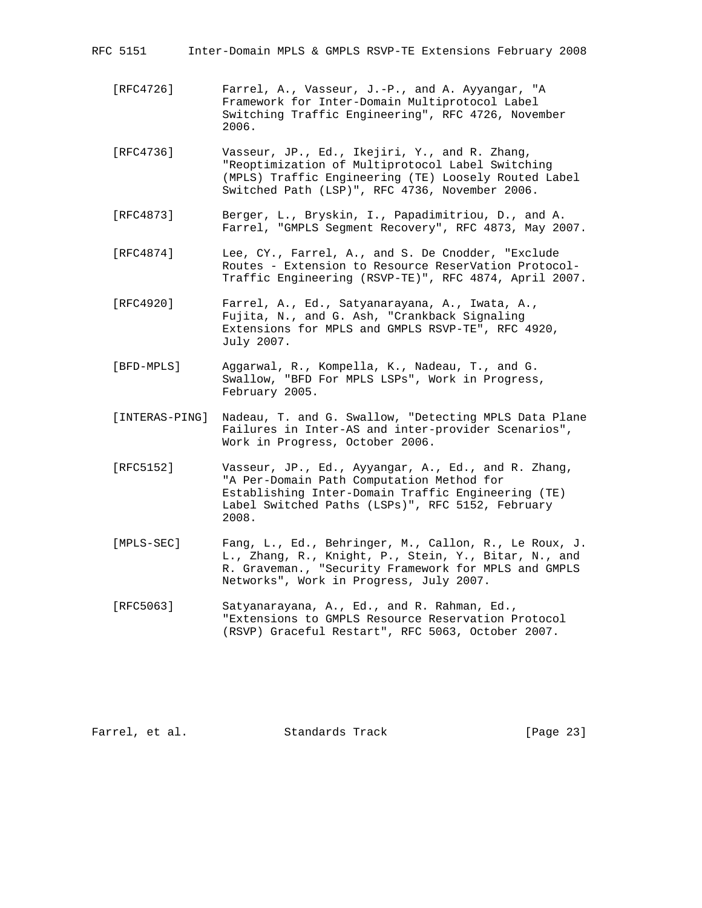[RFC4726] Farrel, A., Vasseur, J.-P., and A. Ayyangar, "A Framework for Inter-Domain Multiprotocol Label Switching Traffic Engineering", RFC 4726, November 2006.

[RFC4736] Vasseur, JP., Ed., Ikejiri, Y., and R. Zhang, "Reoptimization of Multiprotocol Label Switching (MPLS) Traffic Engineering (TE) Loosely Routed Label Switched Path (LSP)", RFC 4736, November 2006.

[RFC4873] Berger, L., Bryskin, I., Papadimitriou, D., and A. Farrel, "GMPLS Segment Recovery", RFC 4873, May 2007.

[RFC4874] Lee, CY., Farrel, A., and S. De Cnodder, "Exclude Routes - Extension to Resource ReserVation Protocol-Traffic Engineering (RSVP-TE)", RFC 4874, April 2007.

[RFC4920] Farrel, A., Ed., Satyanarayana, A., Iwata, A., Fujita, N., and G. Ash, "Crankback Signaling Extensions for MPLS and GMPLS RSVP-TE", RFC 4920, July 2007.

[BFD-MPLS] Aggarwal, R., Kompella, K., Nadeau, T., and G. Swallow, "BFD For MPLS LSPs", Work in Progress, February 2005.

[INTERAS-PING] Nadeau, T. and G. Swallow, "Detecting MPLS Data Plane Failures in Inter-AS and inter-provider Scenarios", Work in Progress, October 2006.

[RFC5152] Vasseur, JP., Ed., Ayyangar, A., Ed., and R. Zhang, "A Per-Domain Path Computation Method for Establishing Inter-Domain Traffic Engineering (TE) Label Switched Paths (LSPs)", RFC 5152, February 2008.

[MPLS-SEC] Fang, L., Ed., Behringer, M., Callon, R., Le Roux, J. L., Zhang, R., Knight, P., Stein, Y., Bitar, N., and R. Graveman., "Security Framework for MPLS and GMPLS Networks", Work in Progress, July 2007.

[RFC5063] Satyanarayana, A., Ed., and R. Rahman, Ed., "Extensions to GMPLS Resource Reservation Protocol (RSVP) Graceful Restart", RFC 5063, October 2007.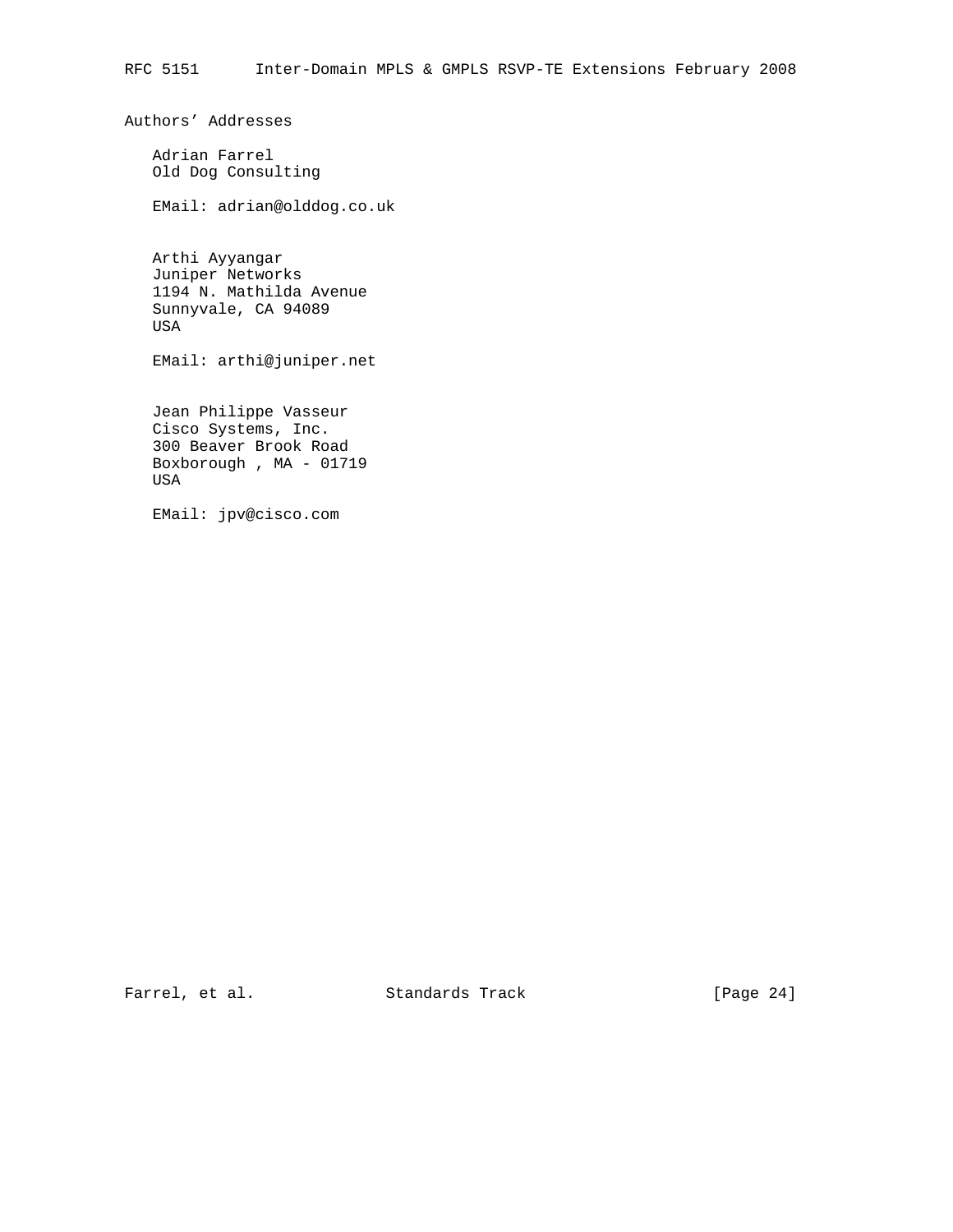# Authors' Addresses

Adrian Farrel
Old Dog Consulting

EMail: adrian@olddog.co.uk

Arthi Ayyangar
Juniper Networks
1194 N. Mathilda Avenue
Sunnyvale, CA 94089
USA

EMail: arthi@juniper.net

Jean Philippe Vasseur
Cisco Systems, Inc.
300 Beaver Brook Road
Boxborough , MA - 01719
USA

EMail: jpv@cisco.com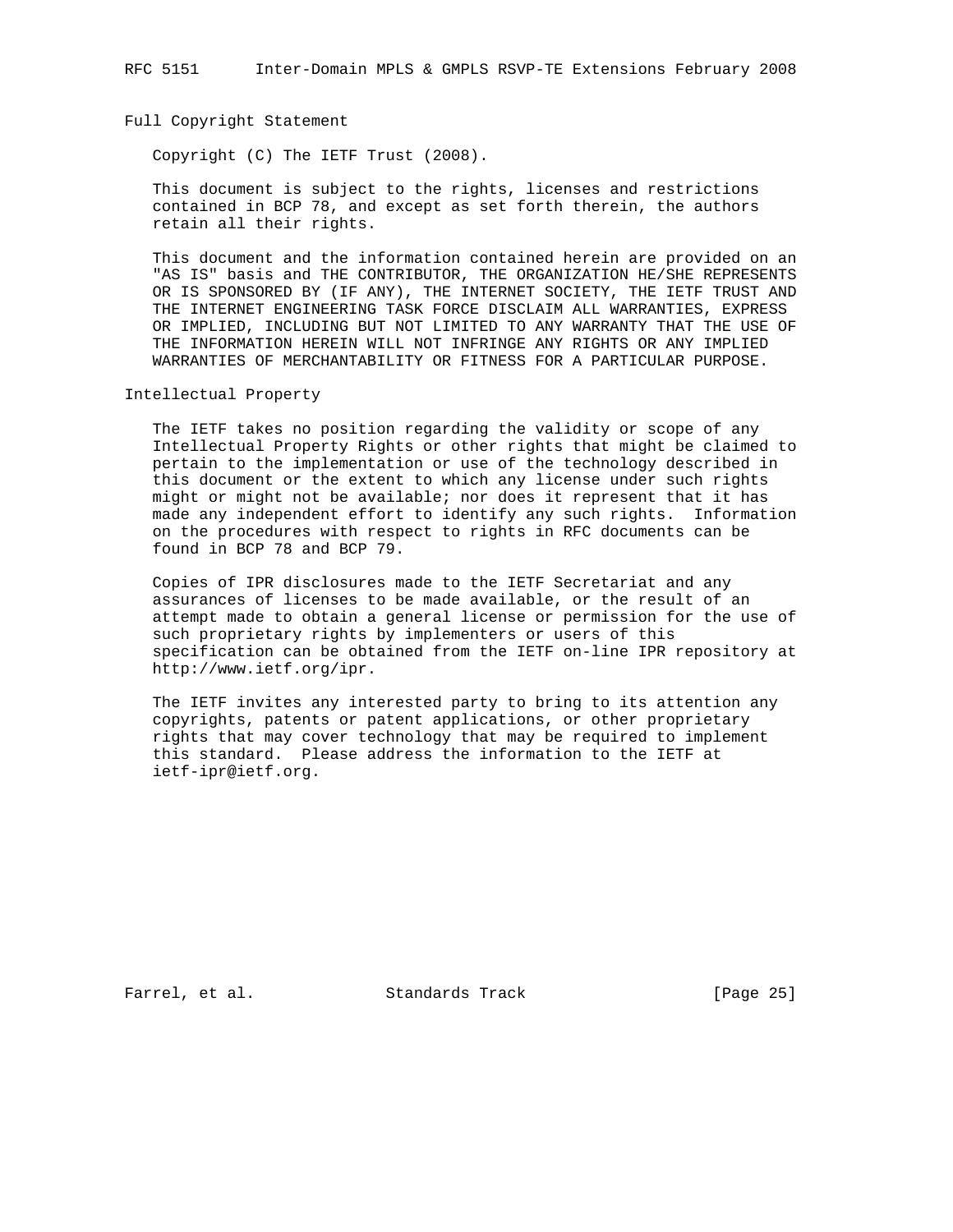## Full Copyright Statement

Copyright (C) The IETF Trust (2008).

This document is subject to the rights, licenses and restrictions contained in BCP 78, and except as set forth therein, the authors retain all their rights.

This document and the information contained herein are provided on an "AS IS" basis and THE CONTRIBUTOR, THE ORGANIZATION HE/SHE REPRESENTS OR IS SPONSORED BY (IF ANY), THE INTERNET SOCIETY, THE IETF TRUST AND THE INTERNET ENGINEERING TASK FORCE DISCLAIM ALL WARRANTIES, EXPRESS OR IMPLIED, INCLUDING BUT NOT LIMITED TO ANY WARRANTY THAT THE USE OF THE INFORMATION HEREIN WILL NOT INFRINGE ANY RIGHTS OR ANY IMPLIED WARRANTIES OF MERCHANTABILITY OR FITNESS FOR A PARTICULAR PURPOSE.

## Intellectual Property

The IETF takes no position regarding the validity or scope of any Intellectual Property Rights or other rights that might be claimed to pertain to the implementation or use of the technology described in this document or the extent to which any license under such rights might or might not be available; nor does it represent that it has made any independent effort to identify any such rights. Information on the procedures with respect to rights in RFC documents can be found in BCP 78 and BCP 79.

Copies of IPR disclosures made to the IETF Secretariat and any assurances of licenses to be made available, or the result of an attempt made to obtain a general license or permission for the use of such proprietary rights by implementers or users of this specification can be obtained from the IETF on-line IPR repository at http://www.ietf.org/ipr.

The IETF invites any interested party to bring to its attention any copyrights, patents or patent applications, or other proprietary rights that may cover technology that may be required to implement this standard. Please address the information to the IETF at ietf-ipr@ietf.org.